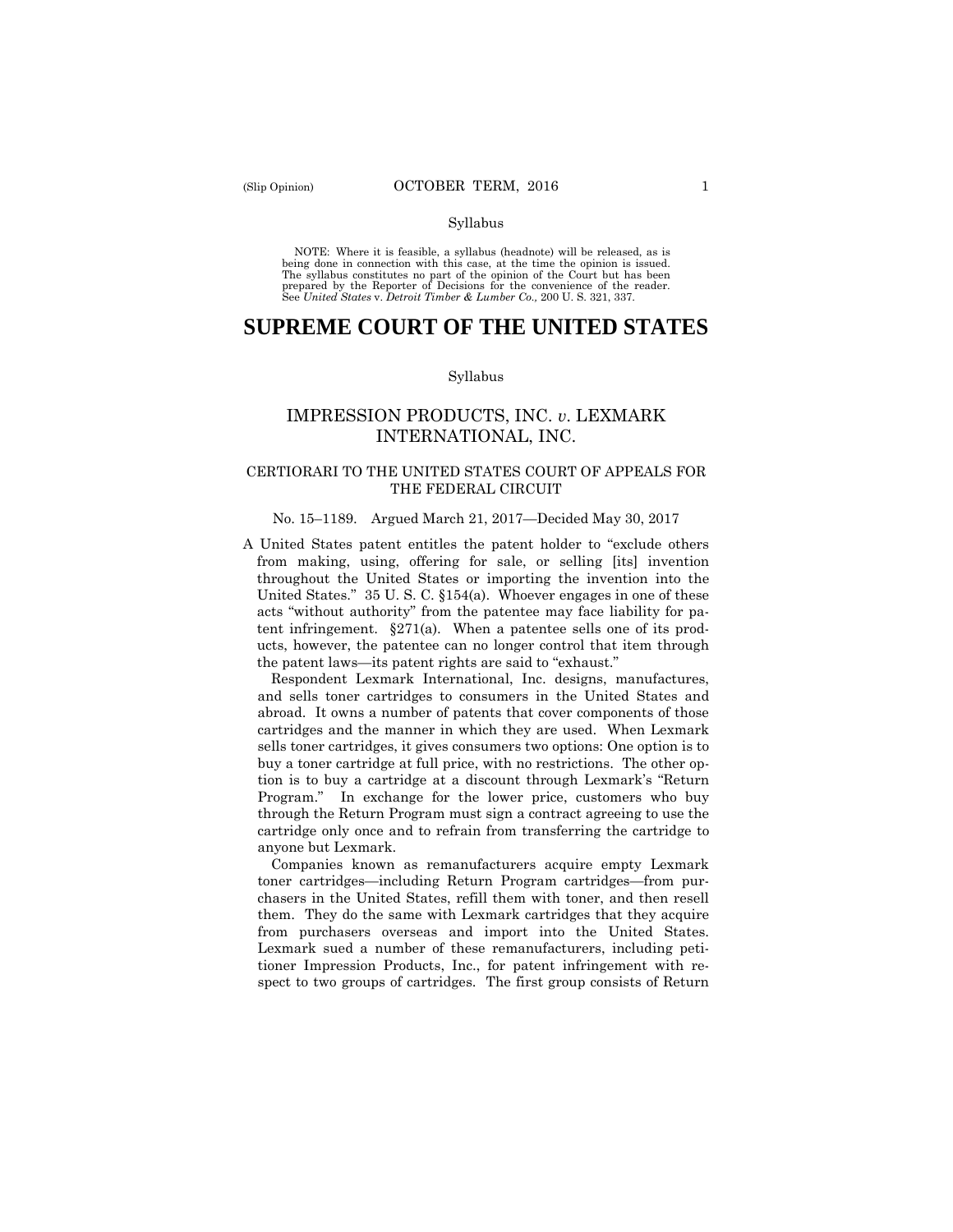Syllabus

NOTE: Where it is feasible, a syllabus (headnote) will be released, as is being done in connection with this case, at the time the opinion is issued. The syllabus constitutes no part of the opinion of the Court but has been prepared by the Reporter of Decisions for the convenience of the reader. See *United States* v. *Detroit Timber & Lumber Co.,* 200 U. S. 321, 337.

# SUPREME COURT OF THE UNITED STATES

Syllabus

## IMPRESSION PRODUCTS, INC. *v.* LEXMARK INTERNATIONAL, INC.

### CERTIORARI TO THE UNITED STATES COURT OF APPEALS FOR THE FEDERAL CIRCUIT

No. 15–1189. Argued March 21, 2017—Decided May 30, 2017

A United States patent entitles the patent holder to "exclude others from making, using, offering for sale, or selling [its] invention throughout the United States or importing the invention into the United States." 35 U. S. C. §154(a). Whoever engages in one of these acts "without authority" from the patentee may face liability for patent infringement. §271(a). When a patentee sells one of its products, however, the patentee can no longer control that item through the patent laws—its patent rights are said to "exhaust."

Respondent Lexmark International, Inc. designs, manufactures, and sells toner cartridges to consumers in the United States and abroad. It owns a number of patents that cover components of those cartridges and the manner in which they are used. When Lexmark sells toner cartridges, it gives consumers two options: One option is to buy a toner cartridge at full price, with no restrictions. The other option is to buy a cartridge at a discount through Lexmark's "Return Program." In exchange for the lower price, customers who buy through the Return Program must sign a contract agreeing to use the cartridge only once and to refrain from transferring the cartridge to anyone but Lexmark.

Companies known as remanufacturers acquire empty Lexmark toner cartridges—including Return Program cartridges—from purchasers in the United States, refill them with toner, and then resell them. They do the same with Lexmark cartridges that they acquire from purchasers overseas and import into the United States. Lexmark sued a number of these remanufacturers, including petitioner Impression Products, Inc., for patent infringement with respect to two groups of cartridges. The first group consists of Return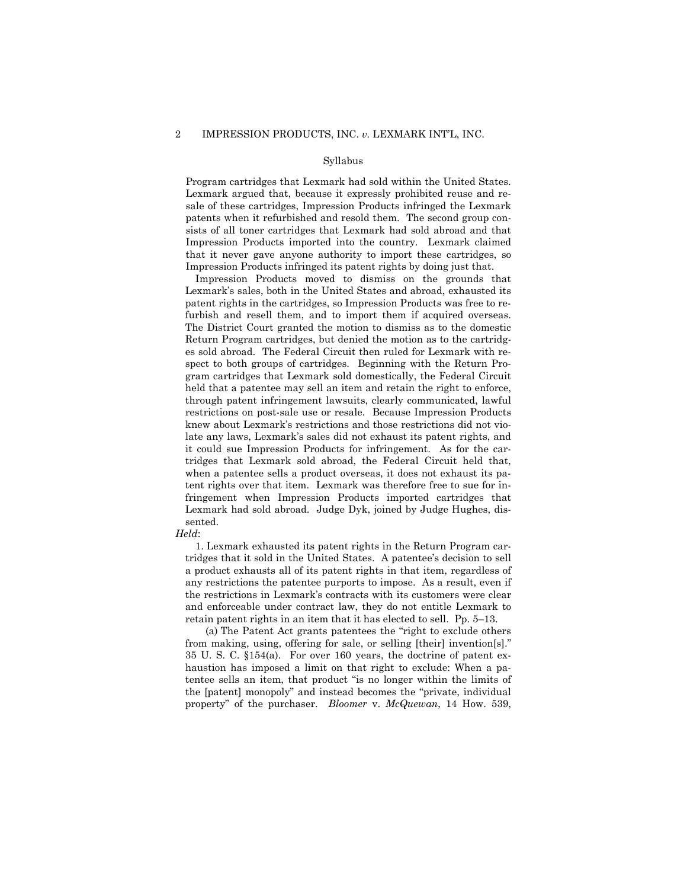Syllabus

Program cartridges that Lexmark had sold within the United States. Lexmark argued that, because it expressly prohibited reuse and resale of these cartridges, Impression Products infringed the Lexmark patents when it refurbished and resold them. The second group consists of all toner cartridges that Lexmark had sold abroad and that Impression Products imported into the country. Lexmark claimed that it never gave anyone authority to import these cartridges, so Impression Products infringed its patent rights by doing just that.

Impression Products moved to dismiss on the grounds that Lexmark's sales, both in the United States and abroad, exhausted its patent rights in the cartridges, so Impression Products was free to refurbish and resell them, and to import them if acquired overseas. The District Court granted the motion to dismiss as to the domestic Return Program cartridges, but denied the motion as to the cartridges sold abroad. The Federal Circuit then ruled for Lexmark with respect to both groups of cartridges. Beginning with the Return Program cartridges that Lexmark sold domestically, the Federal Circuit held that a patentee may sell an item and retain the right to enforce, through patent infringement lawsuits, clearly communicated, lawful restrictions on post-sale use or resale. Because Impression Products knew about Lexmark's restrictions and those restrictions did not violate any laws, Lexmark's sales did not exhaust its patent rights, and it could sue Impression Products for infringement. As for the cartridges that Lexmark sold abroad, the Federal Circuit held that, when a patentee sells a product overseas, it does not exhaust its patent rights over that item. Lexmark was therefore free to sue for infringement when Impression Products imported cartridges that Lexmark had sold abroad. Judge Dyk, joined by Judge Hughes, dissented.

*Held*:

1. Lexmark exhausted its patent rights in the Return Program cartridges that it sold in the United States. A patentee's decision to sell a product exhausts all of its patent rights in that item, regardless of any restrictions the patentee purports to impose. As a result, even if the restrictions in Lexmark's contracts with its customers were clear and enforceable under contract law, they do not entitle Lexmark to retain patent rights in an item that it has elected to sell. Pp. 5–13.

(a) The Patent Act grants patentees the "right to exclude others from making, using, offering for sale, or selling [their] invention[s]." 35 U. S. C. §154(a). For over 160 years, the doctrine of patent exhaustion has imposed a limit on that right to exclude: When a patentee sells an item, that product "is no longer within the limits of the [patent] monopoly" and instead becomes the "private, individual property" of the purchaser. *Bloomer* v. *McQuewan*, 14 How. 539,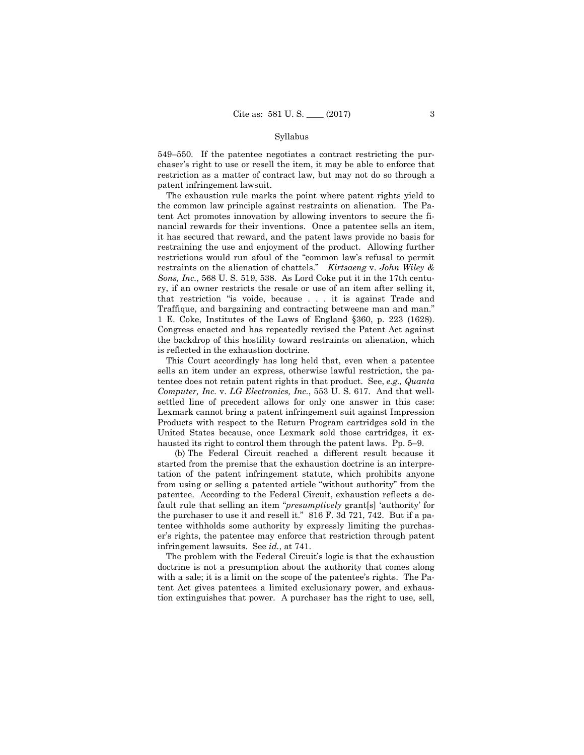549–550. If the patentee negotiates a contract restricting the purchaser's right to use or resell the item, it may be able to enforce that restriction as a matter of contract law, but may not do so through a patent infringement lawsuit.

The exhaustion rule marks the point where patent rights yield to the common law principle against restraints on alienation. The Patent Act promotes innovation by allowing inventors to secure the financial rewards for their inventions. Once a patentee sells an item, it has secured that reward, and the patent laws provide no basis for restraining the use and enjoyment of the product. Allowing further restrictions would run afoul of the "common law's refusal to permit restraints on the alienation of chattels." *Kirtsaeng* v. *John Wiley & Sons, Inc.*, 568 U. S. 519, 538. As Lord Coke put it in the 17th century, if an owner restricts the resale or use of an item after selling it, that restriction "is voide, because . . . it is against Trade and Traffique, and bargaining and contracting betweene man and man." 1 E. Coke, Institutes of the Laws of England §360, p. 223 (1628). Congress enacted and has repeatedly revised the Patent Act against the backdrop of this hostility toward restraints on alienation, which is reflected in the exhaustion doctrine.

This Court accordingly has long held that, even when a patentee sells an item under an express, otherwise lawful restriction, the patentee does not retain patent rights in that product. See, *e.g., Quanta Computer, Inc.* v. *LG Electronics, Inc.*, 553 U. S. 617. And that well-settled line of precedent allows for only one answer in this case: Lexmark cannot bring a patent infringement suit against Impression Products with respect to the Return Program cartridges sold in the United States because, once Lexmark sold those cartridges, it exhausted its right to control them through the patent laws. Pp. 5–9.

(b) The Federal Circuit reached a different result because it started from the premise that the exhaustion doctrine is an interpretation of the patent infringement statute, which prohibits anyone from using or selling a patented article "without authority" from the patentee. According to the Federal Circuit, exhaustion reflects a default rule that selling an item "*presumptively* grant[s] 'authority' for the purchaser to use it and resell it." 816 F. 3d 721, 742. But if a patentee withholds some authority by expressly limiting the purchaser's rights, the patentee may enforce that restriction through patent infringement lawsuits. See *id.*, at 741.

The problem with the Federal Circuit's logic is that the exhaustion doctrine is not a presumption about the authority that comes along with a sale; it is a limit on the scope of the patentee's rights. The Patent Act gives patentees a limited exclusionary power, and exhaustion extinguishes that power. A purchaser has the right to use, sell,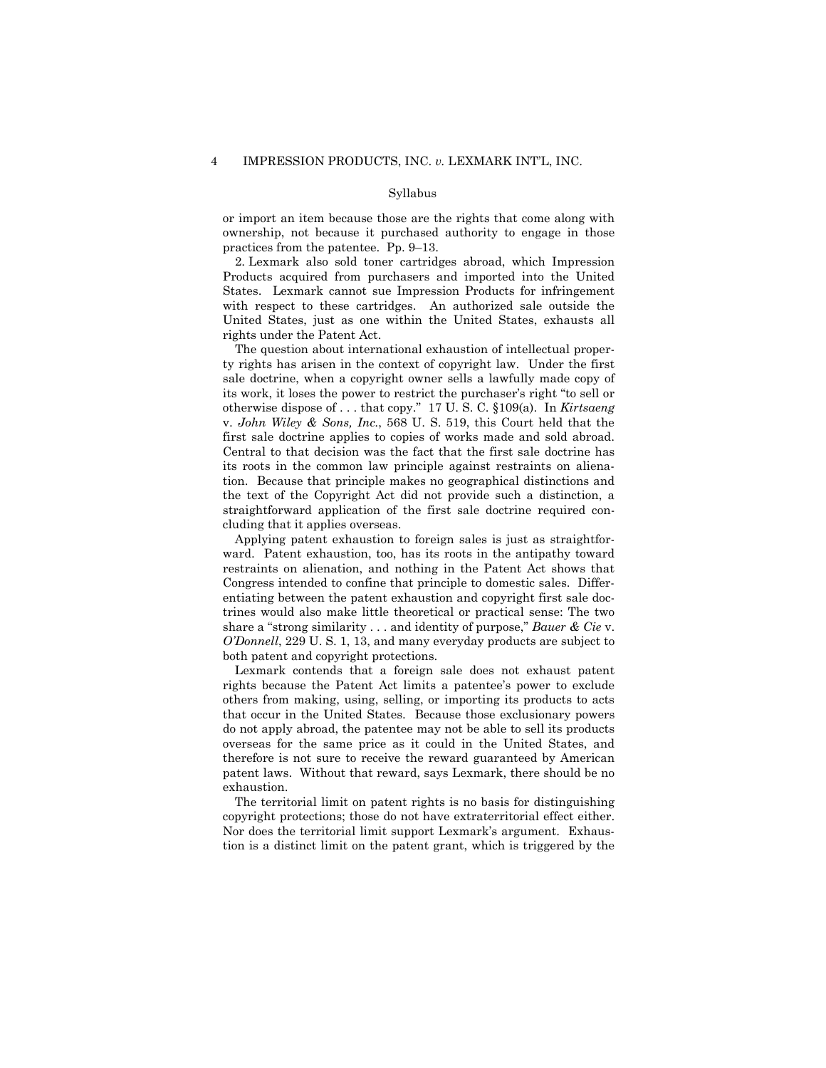Syllabus

or import an item because those are the rights that come along with ownership, not because it purchased authority to engage in those practices from the patentee. Pp. 9–13.

2. Lexmark also sold toner cartridges abroad, which Impression Products acquired from purchasers and imported into the United States. Lexmark cannot sue Impression Products for infringement with respect to these cartridges. An authorized sale outside the United States, just as one within the United States, exhausts all rights under the Patent Act.

The question about international exhaustion of intellectual property rights has arisen in the context of copyright law. Under the first sale doctrine, when a copyright owner sells a lawfully made copy of its work, it loses the power to restrict the purchaser's right "to sell or otherwise dispose of . . . that copy." 17 U. S. C. §109(a). In *Kirtsaeng* v. *John Wiley & Sons, Inc.*, 568 U. S. 519, this Court held that the first sale doctrine applies to copies of works made and sold abroad. Central to that decision was the fact that the first sale doctrine has its roots in the common law principle against restraints on alienation. Because that principle makes no geographical distinctions and the text of the Copyright Act did not provide such a distinction, a straightforward application of the first sale doctrine required concluding that it applies overseas.

Applying patent exhaustion to foreign sales is just as straightforward. Patent exhaustion, too, has its roots in the antipathy toward restraints on alienation, and nothing in the Patent Act shows that Congress intended to confine that principle to domestic sales. Differentiating between the patent exhaustion and copyright first sale doctrines would also make little theoretical or practical sense: The two share a "strong similarity . . . and identity of purpose," *Bauer & Cie* v. *O'Donnell*, 229 U. S. 1, 13, and many everyday products are subject to both patent and copyright protections.

Lexmark contends that a foreign sale does not exhaust patent rights because the Patent Act limits a patentee's power to exclude others from making, using, selling, or importing its products to acts that occur in the United States. Because those exclusionary powers do not apply abroad, the patentee may not be able to sell its products overseas for the same price as it could in the United States, and therefore is not sure to receive the reward guaranteed by American patent laws. Without that reward, says Lexmark, there should be no exhaustion.

The territorial limit on patent rights is no basis for distinguishing copyright protections; those do not have extraterritorial effect either. Nor does the territorial limit support Lexmark's argument. Exhaustion is a distinct limit on the patent grant, which is triggered by the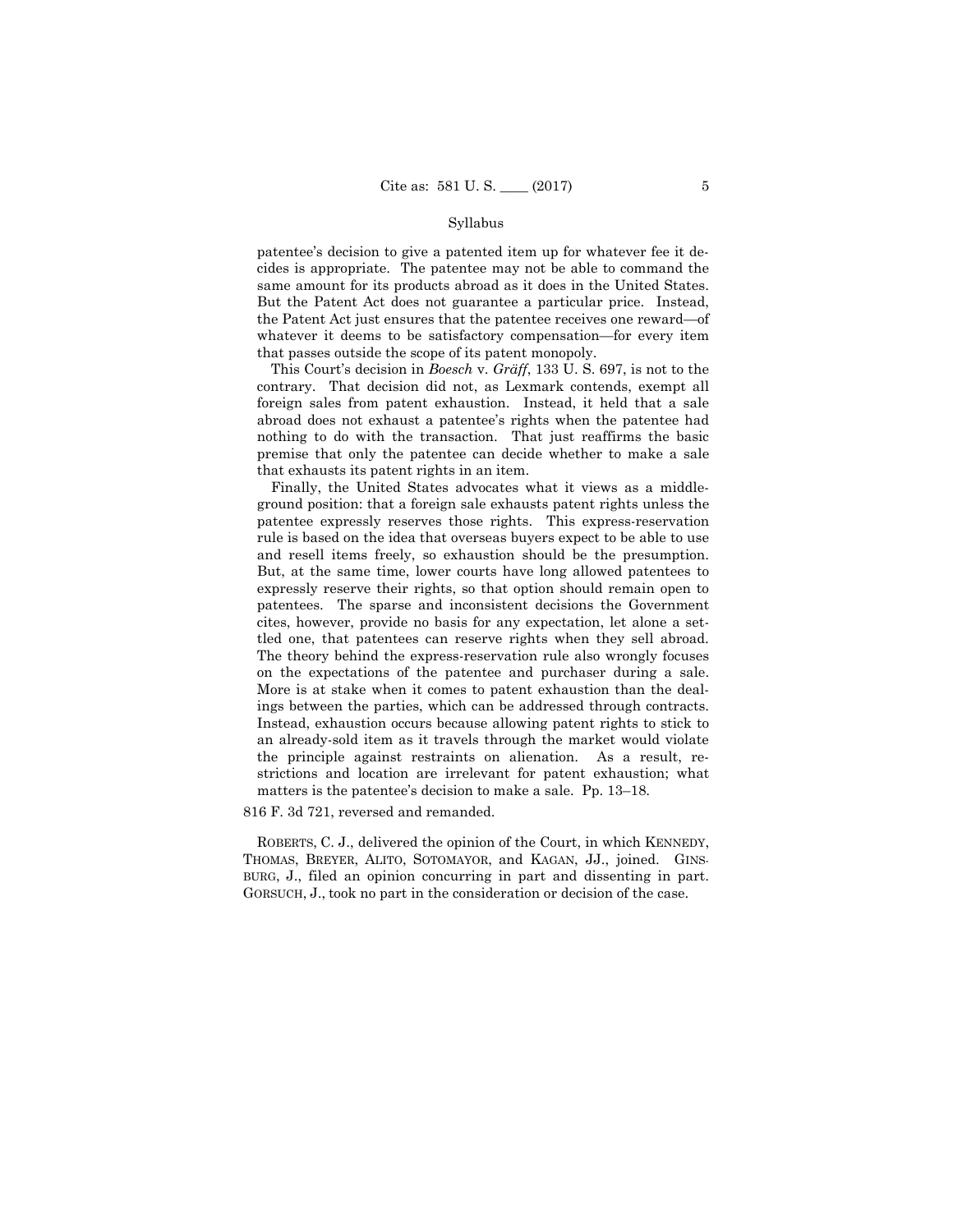patentee's decision to give a patented item up for whatever fee it decides is appropriate. The patentee may not be able to command the same amount for its products abroad as it does in the United States. But the Patent Act does not guarantee a particular price. Instead, the Patent Act just ensures that the patentee receives one reward—of whatever it deems to be satisfactory compensation—for every item that passes outside the scope of its patent monopoly.

This Court's decision in *Boesch* v. *Gräff*, 133 U. S. 697, is not to the contrary. That decision did not, as Lexmark contends, exempt all foreign sales from patent exhaustion. Instead, it held that a sale abroad does not exhaust a patentee's rights when the patentee had nothing to do with the transaction. That just reaffirms the basic premise that only the patentee can decide whether to make a sale that exhausts its patent rights in an item.

Finally, the United States advocates what it views as a middle-ground position: that a foreign sale exhausts patent rights unless the patentee expressly reserves those rights. This express-reservation rule is based on the idea that overseas buyers expect to be able to use and resell items freely, so exhaustion should be the presumption. But, at the same time, lower courts have long allowed patentees to expressly reserve their rights, so that option should remain open to patentees. The sparse and inconsistent decisions the Government cites, however, provide no basis for any expectation, let alone a settled one, that patentees can reserve rights when they sell abroad. The theory behind the express-reservation rule also wrongly focuses on the expectations of the patentee and purchaser during a sale. More is at stake when it comes to patent exhaustion than the dealings between the parties, which can be addressed through contracts. Instead, exhaustion occurs because allowing patent rights to stick to an already-sold item as it travels through the market would violate the principle against restraints on alienation. As a result, restrictions and location are irrelevant for patent exhaustion; what matters is the patentee's decision to make a sale. Pp. 13–18.

816 F. 3d 721, reversed and remanded.

ROBERTS, C. J., delivered the opinion of the Court, in which KENNEDY, THOMAS, BREYER, ALITO, SOTOMAYOR, and KAGAN, JJ., joined. GINSBURG, J., filed an opinion concurring in part and dissenting in part. GORSUCH, J., took no part in the consideration or decision of the case.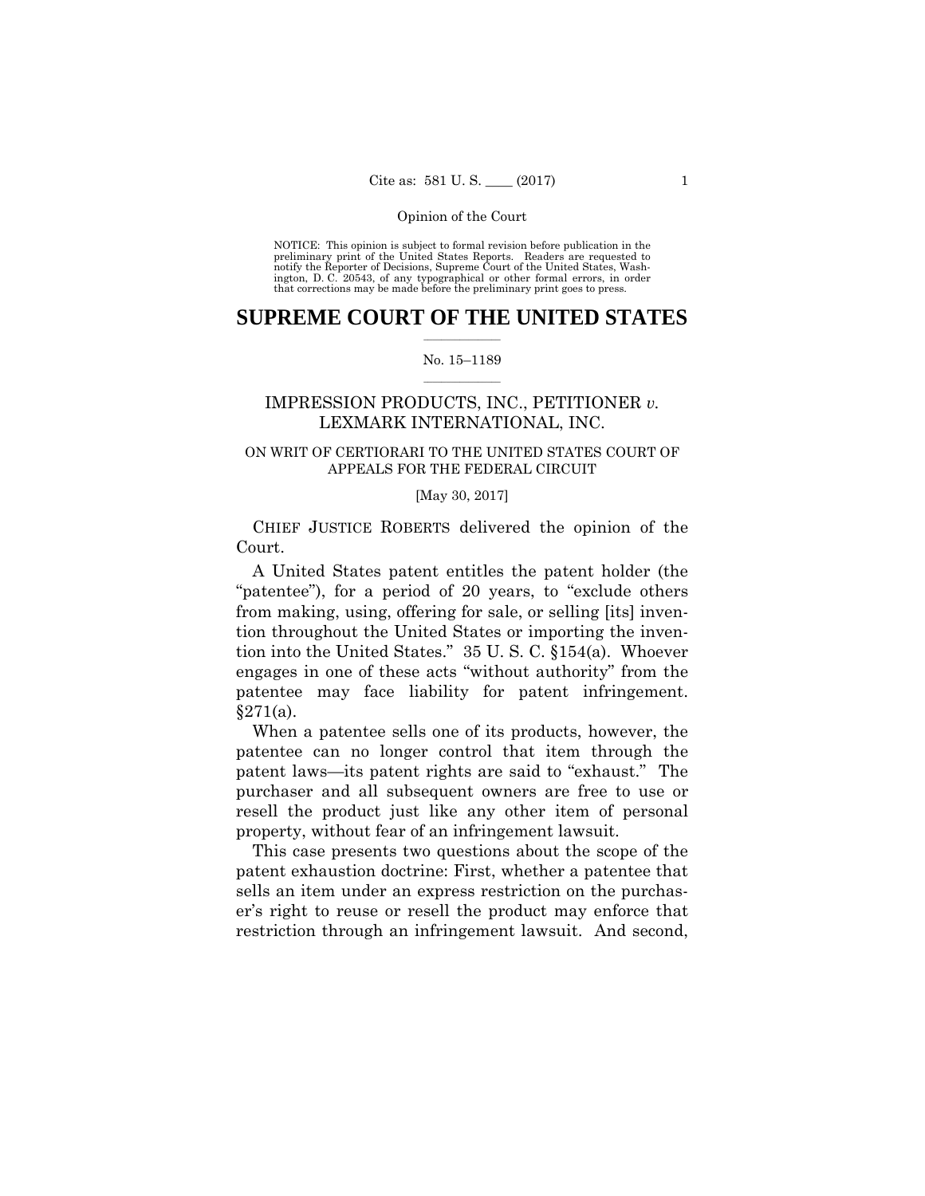NOTICE: This opinion is subject to formal revision before publication in the preliminary print of the United States Reports. Readers are requested to notify the Reporter of Decisions, Supreme Court of the United States, Washington, D. C. 20543, of any typographical or other formal errors, in order that corrections may be made before the preliminary print goes to press.

# SUPREME COURT OF THE UNITED STATES

No. 15–1189

IMPRESSION PRODUCTS, INC., PETITIONER *v.* LEXMARK INTERNATIONAL, INC.

ON WRIT OF CERTIORARI TO THE UNITED STATES COURT OF APPEALS FOR THE FEDERAL CIRCUIT

[May 30, 2017]

CHIEF JUSTICE ROBERTS delivered the opinion of the Court.

A United States patent entitles the patent holder (the "patentee"), for a period of 20 years, to "exclude others from making, using, offering for sale, or selling [its] invention throughout the United States or importing the invention into the United States." 35 U. S. C. §154(a). Whoever engages in one of these acts "without authority" from the patentee may face liability for patent infringement. §271(a).

When a patentee sells one of its products, however, the patentee can no longer control that item through the patent laws—its patent rights are said to "exhaust." The purchaser and all subsequent owners are free to use or resell the product just like any other item of personal property, without fear of an infringement lawsuit.

This case presents two questions about the scope of the patent exhaustion doctrine: First, whether a patentee that sells an item under an express restriction on the purchaser's right to reuse or resell the product may enforce that restriction through an infringement lawsuit. And second,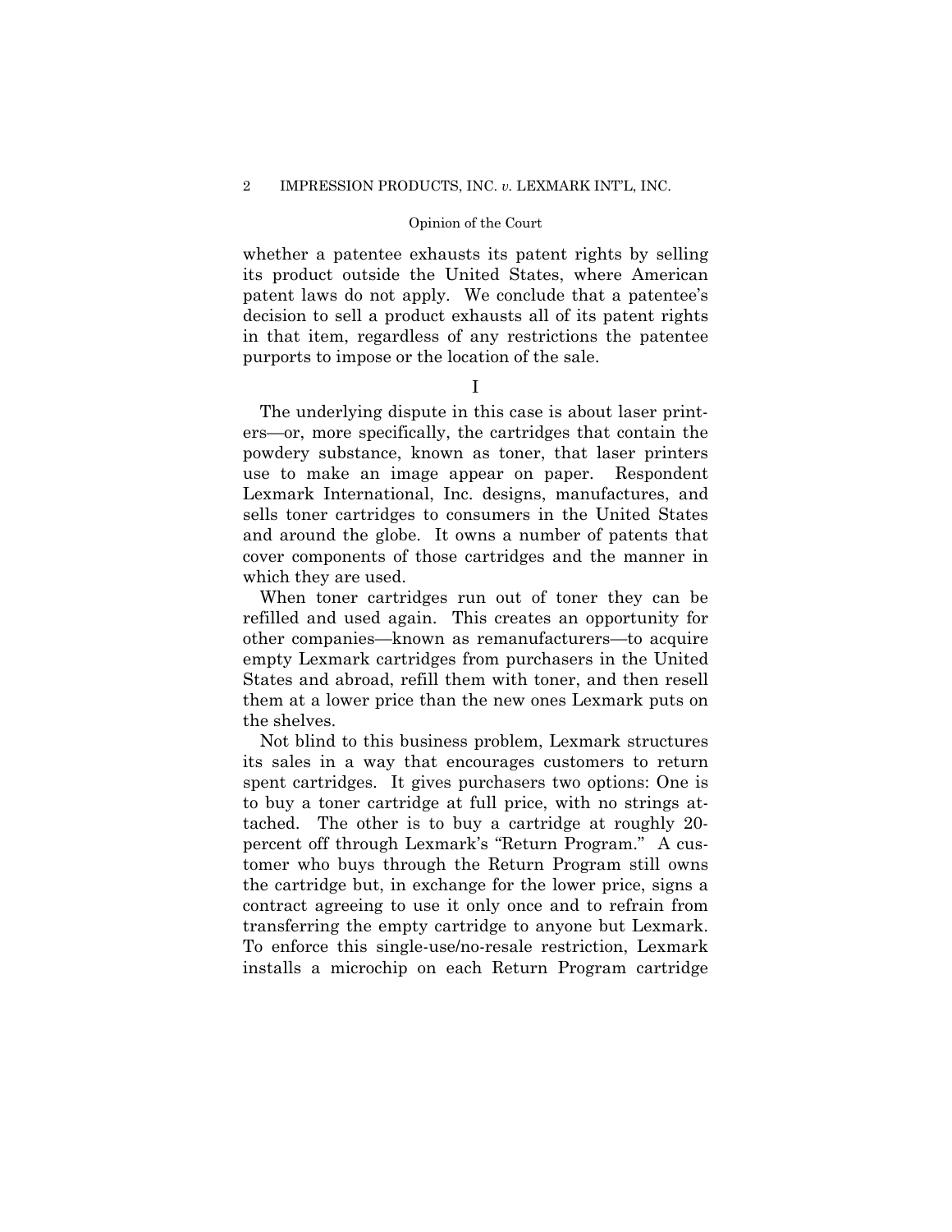whether a patentee exhausts its patent rights by selling its product outside the United States, where American patent laws do not apply. We conclude that a patentee's decision to sell a product exhausts all of its patent rights in that item, regardless of any restrictions the patentee purports to impose or the location of the sale.

I

The underlying dispute in this case is about laser printers—or, more specifically, the cartridges that contain the powdery substance, known as toner, that laser printers use to make an image appear on paper. Respondent Lexmark International, Inc. designs, manufactures, and sells toner cartridges to consumers in the United States and around the globe. It owns a number of patents that cover components of those cartridges and the manner in which they are used.

When toner cartridges run out of toner they can be refilled and used again. This creates an opportunity for other companies—known as remanufacturers—to acquire empty Lexmark cartridges from purchasers in the United States and abroad, refill them with toner, and then resell them at a lower price than the new ones Lexmark puts on the shelves.

Not blind to this business problem, Lexmark structures its sales in a way that encourages customers to return spent cartridges. It gives purchasers two options: One is to buy a toner cartridge at full price, with no strings attached. The other is to buy a cartridge at roughly 20-percent off through Lexmark's "Return Program." A customer who buys through the Return Program still owns the cartridge but, in exchange for the lower price, signs a contract agreeing to use it only once and to refrain from transferring the empty cartridge to anyone but Lexmark. To enforce this single-use/no-resale restriction, Lexmark installs a microchip on each Return Program cartridge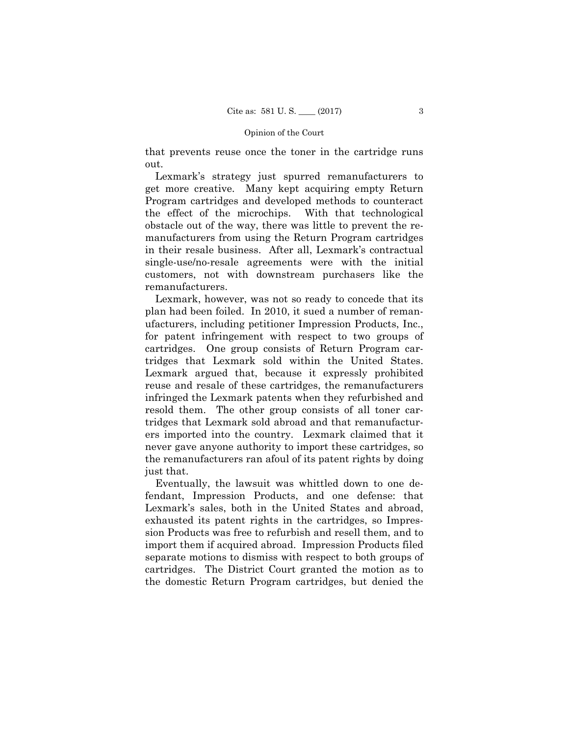that prevents reuse once the toner in the cartridge runs out.

Lexmark's strategy just spurred remanufacturers to get more creative. Many kept acquiring empty Return Program cartridges and developed methods to counteract the effect of the microchips. With that technological obstacle out of the way, there was little to prevent the remanufacturers from using the Return Program cartridges in their resale business. After all, Lexmark's contractual single-use/no-resale agreements were with the initial customers, not with downstream purchasers like the remanufacturers.

Lexmark, however, was not so ready to concede that its plan had been foiled. In 2010, it sued a number of remanufacturers, including petitioner Impression Products, Inc., for patent infringement with respect to two groups of cartridges. One group consists of Return Program cartridges that Lexmark sold within the United States. Lexmark argued that, because it expressly prohibited reuse and resale of these cartridges, the remanufacturers infringed the Lexmark patents when they refurbished and resold them. The other group consists of all toner cartridges that Lexmark sold abroad and that remanufacturers imported into the country. Lexmark claimed that it never gave anyone authority to import these cartridges, so the remanufacturers ran afoul of its patent rights by doing just that.

Eventually, the lawsuit was whittled down to one defendant, Impression Products, and one defense: that Lexmark's sales, both in the United States and abroad, exhausted its patent rights in the cartridges, so Impression Products was free to refurbish and resell them, and to import them if acquired abroad. Impression Products filed separate motions to dismiss with respect to both groups of cartridges. The District Court granted the motion as to the domestic Return Program cartridges, but denied the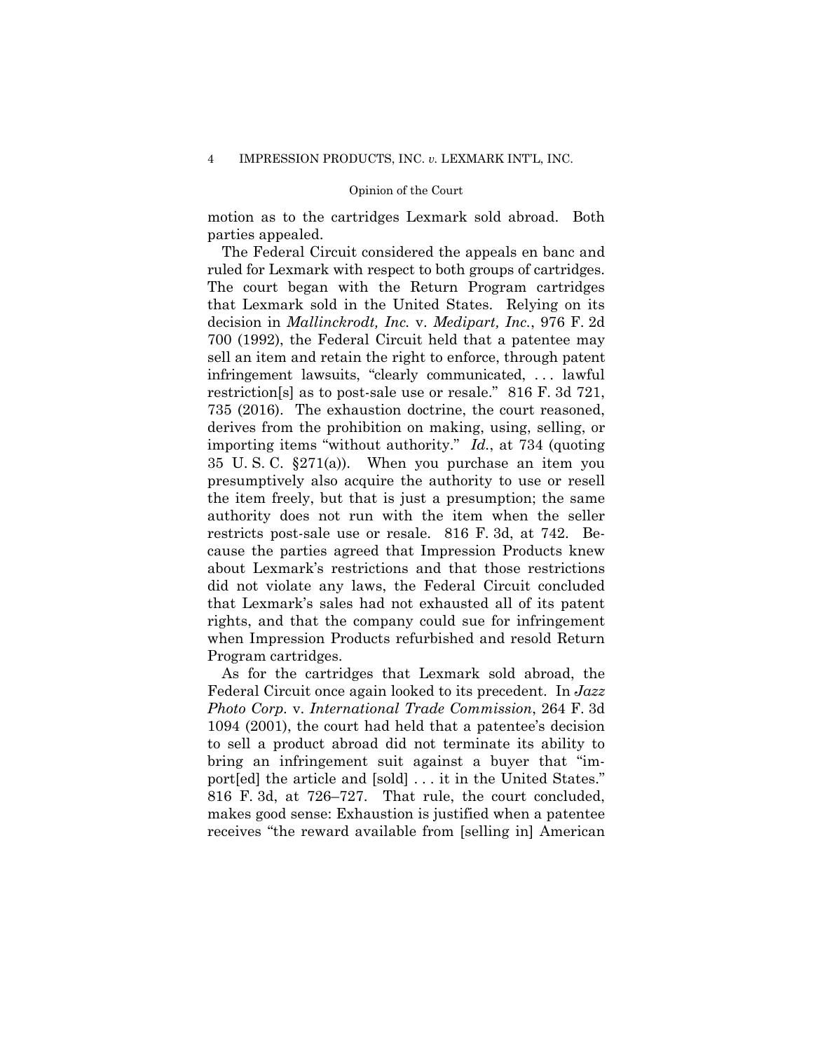motion as to the cartridges Lexmark sold abroad. Both parties appealed.

The Federal Circuit considered the appeals en banc and ruled for Lexmark with respect to both groups of cartridges. The court began with the Return Program cartridges that Lexmark sold in the United States. Relying on its decision in *Mallinckrodt, Inc.* v. *Medipart, Inc.*, 976 F. 2d 700 (1992), the Federal Circuit held that a patentee may sell an item and retain the right to enforce, through patent infringement lawsuits, "clearly communicated, . . . lawful restriction[s] as to post-sale use or resale." 816 F. 3d 721, 735 (2016). The exhaustion doctrine, the court reasoned, derives from the prohibition on making, using, selling, or importing items "without authority." *Id.*, at 734 (quoting 35 U. S. C. §271(a)). When you purchase an item you presumptively also acquire the authority to use or resell the item freely, but that is just a presumption; the same authority does not run with the item when the seller restricts post-sale use or resale. 816 F. 3d, at 742. Because the parties agreed that Impression Products knew about Lexmark's restrictions and that those restrictions did not violate any laws, the Federal Circuit concluded that Lexmark's sales had not exhausted all of its patent rights, and that the company could sue for infringement when Impression Products refurbished and resold Return Program cartridges.

As for the cartridges that Lexmark sold abroad, the Federal Circuit once again looked to its precedent. In *Jazz Photo Corp.* v. *International Trade Commission*, 264 F. 3d 1094 (2001), the court had held that a patentee's decision to sell a product abroad did not terminate its ability to bring an infringement suit against a buyer that "import[ed] the article and [sold] . . . it in the United States." 816 F. 3d, at 726–727. That rule, the court concluded, makes good sense: Exhaustion is justified when a patentee receives "the reward available from [selling in] American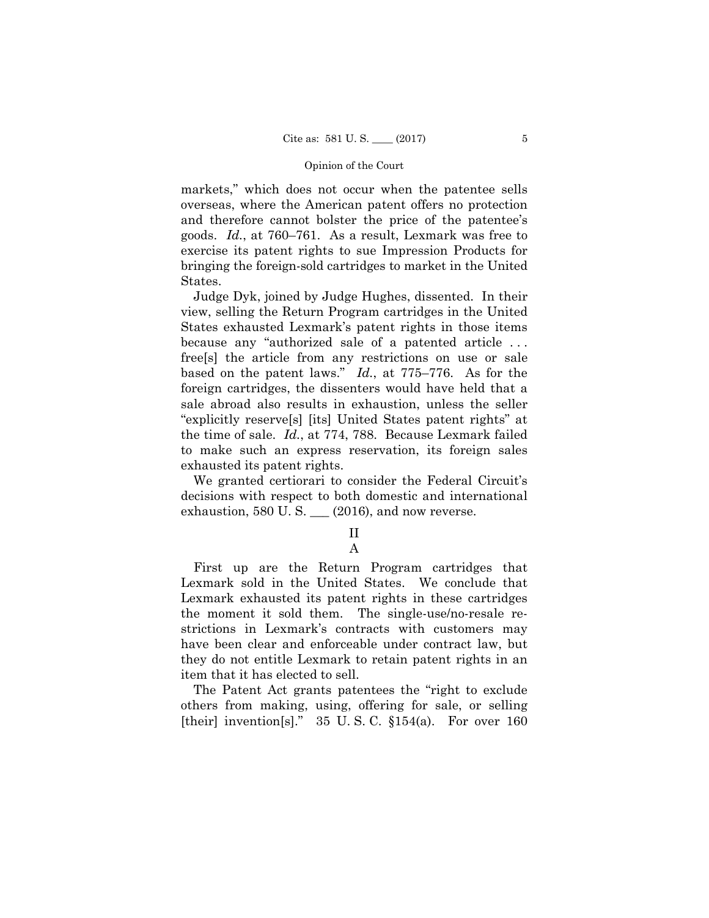markets," which does not occur when the patentee sells overseas, where the American patent offers no protection and therefore cannot bolster the price of the patentee's goods. *Id.*, at 760–761. As a result, Lexmark was free to exercise its patent rights to sue Impression Products for bringing the foreign-sold cartridges to market in the United States.

Judge Dyk, joined by Judge Hughes, dissented. In their view, selling the Return Program cartridges in the United States exhausted Lexmark's patent rights in those items because any "authorized sale of a patented article . . . free[s] the article from any restrictions on use or sale based on the patent laws." *Id.*, at 775–776. As for the foreign cartridges, the dissenters would have held that a sale abroad also results in exhaustion, unless the seller "explicitly reserve[s] [its] United States patent rights" at the time of sale. *Id.*, at 774, 788. Because Lexmark failed to make such an express reservation, its foreign sales exhausted its patent rights.

We granted certiorari to consider the Federal Circuit's decisions with respect to both domestic and international exhaustion, 580 U. S. ___ (2016), and now reverse.

## II

### A

First up are the Return Program cartridges that Lexmark sold in the United States. We conclude that Lexmark exhausted its patent rights in these cartridges the moment it sold them. The single-use/no-resale restrictions in Lexmark's contracts with customers may have been clear and enforceable under contract law, but they do not entitle Lexmark to retain patent rights in an item that it has elected to sell.

The Patent Act grants patentees the "right to exclude others from making, using, offering for sale, or selling [their] invention[s]." 35 U. S. C. §154(a). For over 160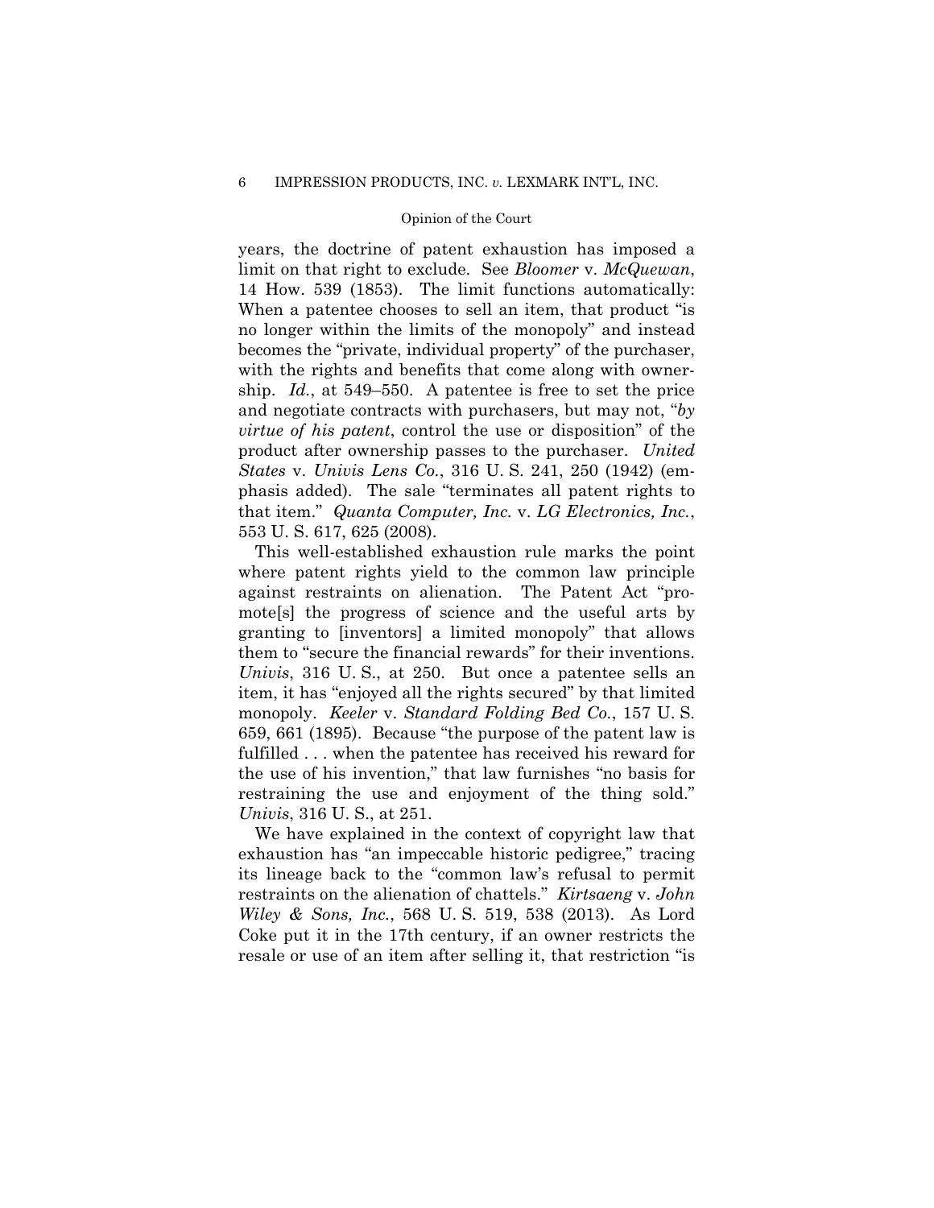years, the doctrine of patent exhaustion has imposed a limit on that right to exclude. See *Bloomer* v. *McQuewan*, 14 How. 539 (1853). The limit functions automatically: When a patentee chooses to sell an item, that product "is no longer within the limits of the monopoly" and instead becomes the "private, individual property" of the purchaser, with the rights and benefits that come along with ownership. *Id.*, at 549–550. A patentee is free to set the price and negotiate contracts with purchasers, but may not, "*by virtue of his patent*, control the use or disposition" of the product after ownership passes to the purchaser. *United States* v. *Univis Lens Co.*, 316 U. S. 241, 250 (1942) (emphasis added). The sale "terminates all patent rights to that item." *Quanta Computer, Inc.* v. *LG Electronics, Inc.*, 553 U. S. 617, 625 (2008).

This well-established exhaustion rule marks the point where patent rights yield to the common law principle against restraints on alienation. The Patent Act "promote[s] the progress of science and the useful arts by granting to [inventors] a limited monopoly" that allows them to "secure the financial rewards" for their inventions. *Univis*, 316 U. S., at 250. But once a patentee sells an item, it has "enjoyed all the rights secured" by that limited monopoly. *Keeler* v. *Standard Folding Bed Co.*, 157 U. S. 659, 661 (1895). Because "the purpose of the patent law is fulfilled . . . when the patentee has received his reward for the use of his invention," that law furnishes "no basis for restraining the use and enjoyment of the thing sold." *Univis*, 316 U. S., at 251.

We have explained in the context of copyright law that exhaustion has "an impeccable historic pedigree," tracing its lineage back to the "common law's refusal to permit restraints on the alienation of chattels." *Kirtsaeng* v. *John Wiley & Sons, Inc.*, 568 U. S. 519, 538 (2013). As Lord Coke put it in the 17th century, if an owner restricts the resale or use of an item after selling it, that restriction "is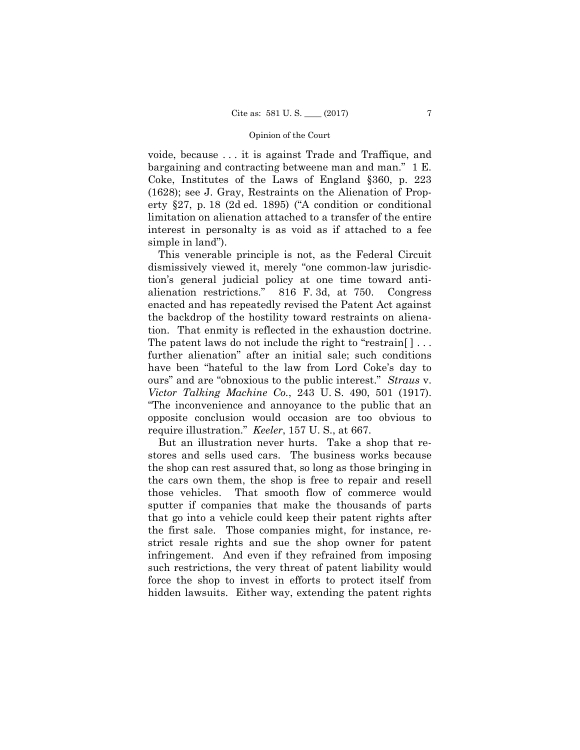voide, because . . . it is against Trade and Traffique, and bargaining and contracting betweene man and man." 1 E. Coke, Institutes of the Laws of England §360, p. 223 (1628); see J. Gray, Restraints on the Alienation of Property §27, p. 18 (2d ed. 1895) ("A condition or conditional limitation on alienation attached to a transfer of the entire interest in personalty is as void as if attached to a fee simple in land").

This venerable principle is not, as the Federal Circuit dismissively viewed it, merely "one common-law jurisdiction's general judicial policy at one time toward anti-alienation restrictions." 816 F. 3d, at 750. Congress enacted and has repeatedly revised the Patent Act against the backdrop of the hostility toward restraints on alienation. That enmity is reflected in the exhaustion doctrine. The patent laws do not include the right to "restrain[ ] . . . further alienation" after an initial sale; such conditions have been "hateful to the law from Lord Coke's day to ours" and are "obnoxious to the public interest." *Straus* v. *Victor Talking Machine Co.*, 243 U. S. 490, 501 (1917). "The inconvenience and annoyance to the public that an opposite conclusion would occasion are too obvious to require illustration." *Keeler*, 157 U. S., at 667.

But an illustration never hurts. Take a shop that restores and sells used cars. The business works because the shop can rest assured that, so long as those bringing in the cars own them, the shop is free to repair and resell those vehicles. That smooth flow of commerce would sputter if companies that make the thousands of parts that go into a vehicle could keep their patent rights after the first sale. Those companies might, for instance, restrict resale rights and sue the shop owner for patent infringement. And even if they refrained from imposing such restrictions, the very threat of patent liability would force the shop to invest in efforts to protect itself from hidden lawsuits. Either way, extending the patent rights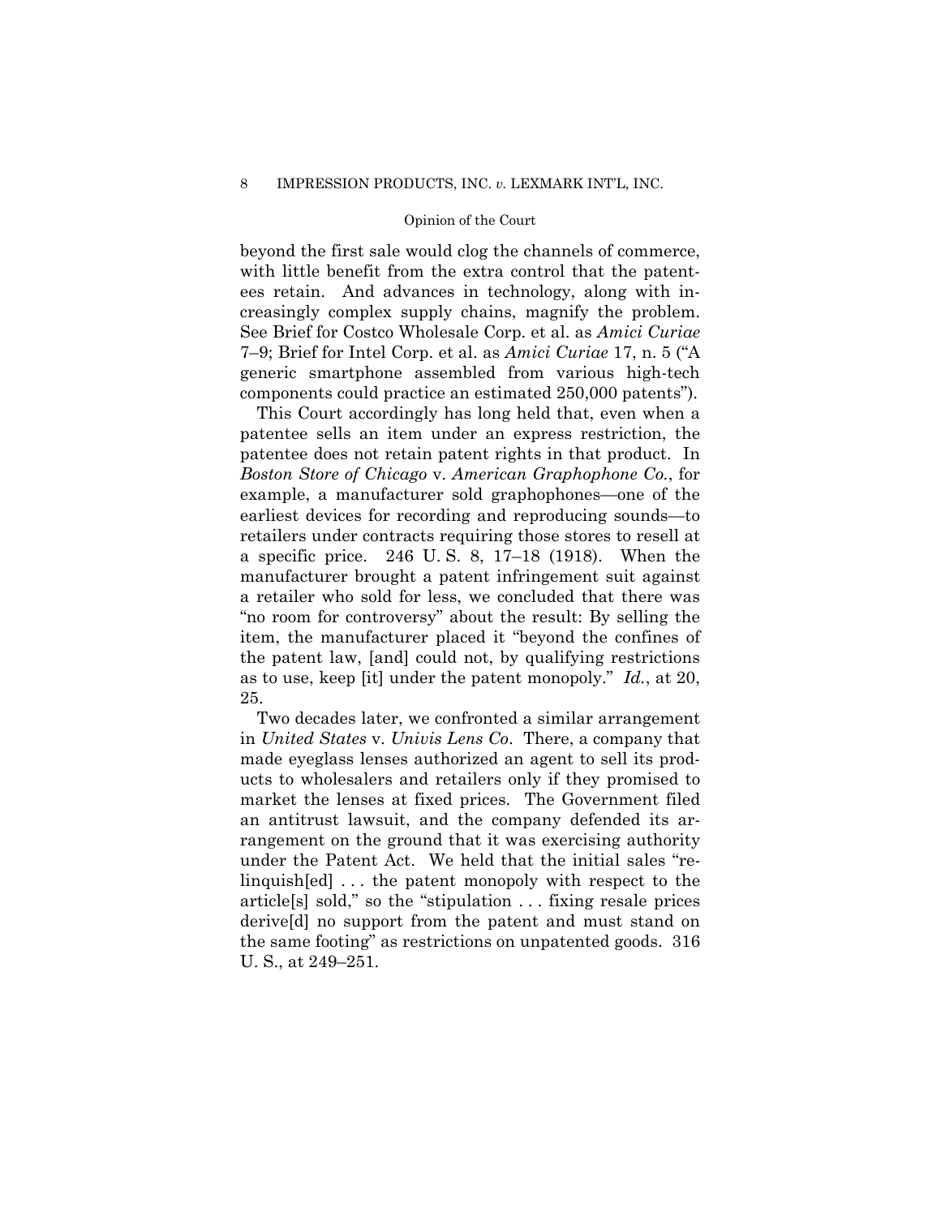beyond the first sale would clog the channels of commerce, with little benefit from the extra control that the patentees retain. And advances in technology, along with increasingly complex supply chains, magnify the problem. See Brief for Costco Wholesale Corp. et al. as *Amici Curiae* 7–9; Brief for Intel Corp. et al. as *Amici Curiae* 17, n. 5 ("A generic smartphone assembled from various high-tech components could practice an estimated 250,000 patents").

This Court accordingly has long held that, even when a patentee sells an item under an express restriction, the patentee does not retain patent rights in that product. In *Boston Store of Chicago* v. *American Graphophone Co.*, for example, a manufacturer sold graphophones—one of the earliest devices for recording and reproducing sounds—to retailers under contracts requiring those stores to resell at a specific price. 246 U. S. 8, 17–18 (1918). When the manufacturer brought a patent infringement suit against a retailer who sold for less, we concluded that there was "no room for controversy" about the result: By selling the item, the manufacturer placed it "beyond the confines of the patent law, [and] could not, by qualifying restrictions as to use, keep [it] under the patent monopoly." *Id.*, at 20, 25.

Two decades later, we confronted a similar arrangement in *United States* v. *Univis Lens Co*. There, a company that made eyeglass lenses authorized an agent to sell its products to wholesalers and retailers only if they promised to market the lenses at fixed prices. The Government filed an antitrust lawsuit, and the company defended its arrangement on the ground that it was exercising authority under the Patent Act. We held that the initial sales "relinquish[ed] . . . the patent monopoly with respect to the article[s] sold," so the "stipulation . . . fixing resale prices derive[d] no support from the patent and must stand on the same footing" as restrictions on unpatented goods. 316 U. S., at 249–251.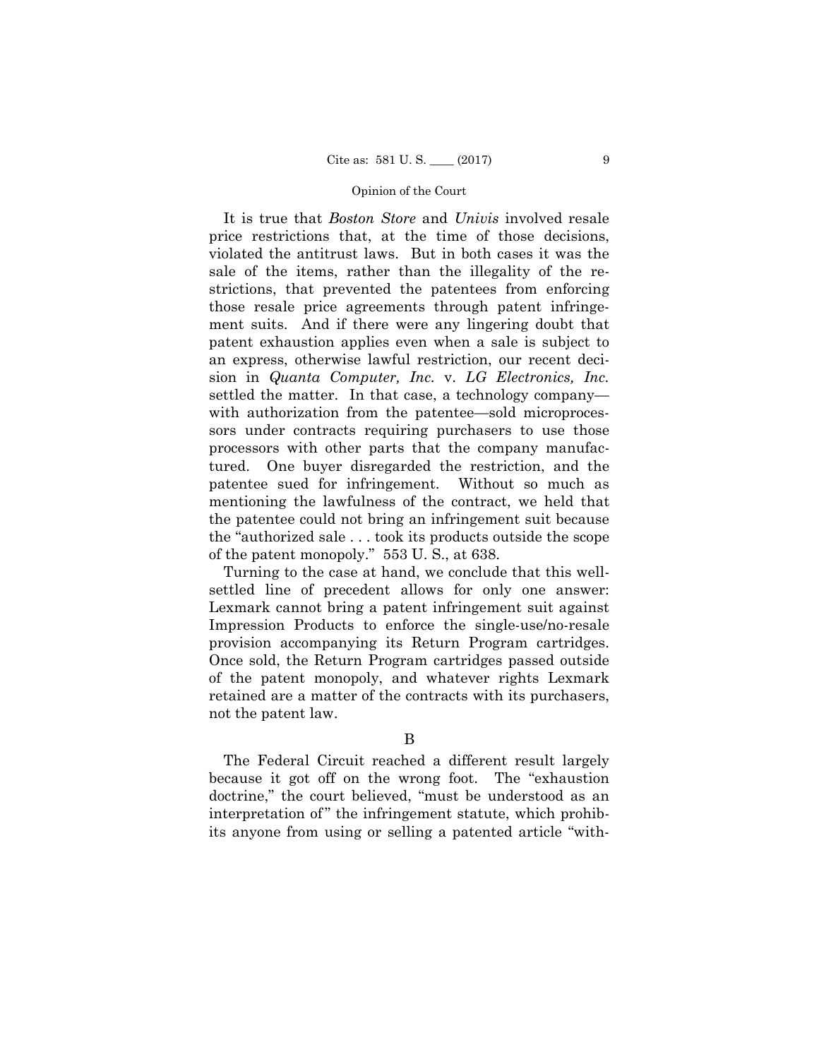It is true that *Boston Store* and *Univis* involved resale price restrictions that, at the time of those decisions, violated the antitrust laws. But in both cases it was the sale of the items, rather than the illegality of the restrictions, that prevented the patentees from enforcing those resale price agreements through patent infringement suits. And if there were any lingering doubt that patent exhaustion applies even when a sale is subject to an express, otherwise lawful restriction, our recent decision in *Quanta Computer, Inc.* v. *LG Electronics, Inc.* settled the matter. In that case, a technology company—with authorization from the patentee—sold microprocessors under contracts requiring purchasers to use those processors with other parts that the company manufactured. One buyer disregarded the restriction, and the patentee sued for infringement. Without so much as mentioning the lawfulness of the contract, we held that the patentee could not bring an infringement suit because the "authorized sale . . . took its products outside the scope of the patent monopoly." 553 U. S., at 638.

Turning to the case at hand, we conclude that this well-settled line of precedent allows for only one answer: Lexmark cannot bring a patent infringement suit against Impression Products to enforce the single-use/no-resale provision accompanying its Return Program cartridges. Once sold, the Return Program cartridges passed outside of the patent monopoly, and whatever rights Lexmark retained are a matter of the contracts with its purchasers, not the patent law.

B

The Federal Circuit reached a different result largely because it got off on the wrong foot. The "exhaustion doctrine," the court believed, "must be understood as an interpretation of" the infringement statute, which prohibits anyone from using or selling a patented article "with-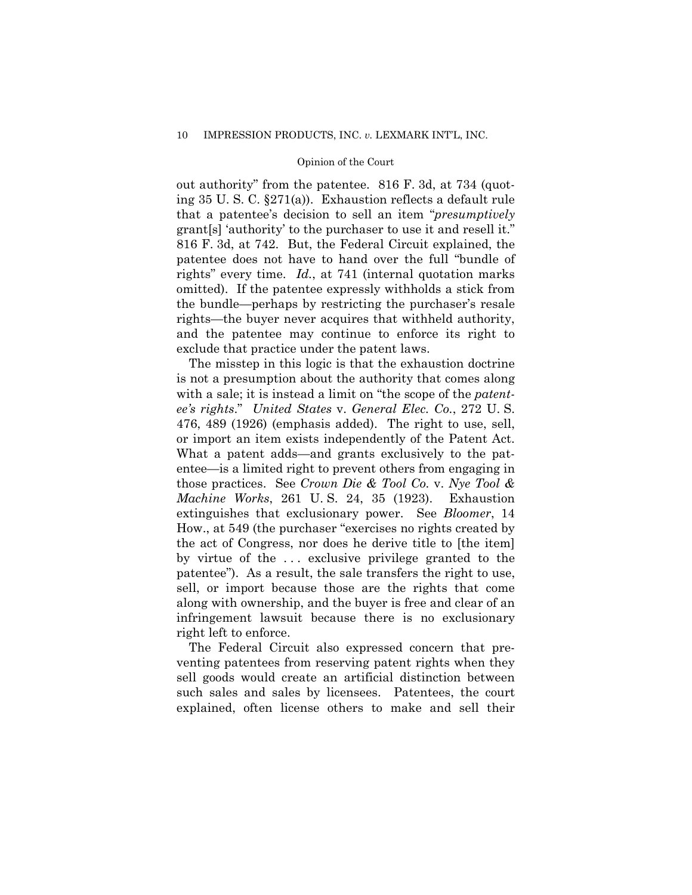out authority" from the patentee. 816 F. 3d, at 734 (quoting 35 U. S. C. §271(a)). Exhaustion reflects a default rule that a patentee's decision to sell an item "*presumptively* grant[s] 'authority' to the purchaser to use it and resell it." 816 F. 3d, at 742. But, the Federal Circuit explained, the patentee does not have to hand over the full "bundle of rights" every time. *Id.*, at 741 (internal quotation marks omitted). If the patentee expressly withholds a stick from the bundle—perhaps by restricting the purchaser's resale rights—the buyer never acquires that withheld authority, and the patentee may continue to enforce its right to exclude that practice under the patent laws.

The misstep in this logic is that the exhaustion doctrine is not a presumption about the authority that comes along with a sale; it is instead a limit on "the scope of the *patentee's rights*." *United States* v. *General Elec. Co.*, 272 U. S. 476, 489 (1926) (emphasis added). The right to use, sell, or import an item exists independently of the Patent Act. What a patent adds—and grants exclusively to the patentee—is a limited right to prevent others from engaging in those practices. See *Crown Die & Tool Co.* v. *Nye Tool & Machine Works*, 261 U. S. 24, 35 (1923). Exhaustion extinguishes that exclusionary power. See *Bloomer*, 14 How., at 549 (the purchaser "exercises no rights created by the act of Congress, nor does he derive title to [the item] by virtue of the . . . exclusive privilege granted to the patentee"). As a result, the sale transfers the right to use, sell, or import because those are the rights that come along with ownership, and the buyer is free and clear of an infringement lawsuit because there is no exclusionary right left to enforce.

The Federal Circuit also expressed concern that preventing patentees from reserving patent rights when they sell goods would create an artificial distinction between such sales and sales by licensees. Patentees, the court explained, often license others to make and sell their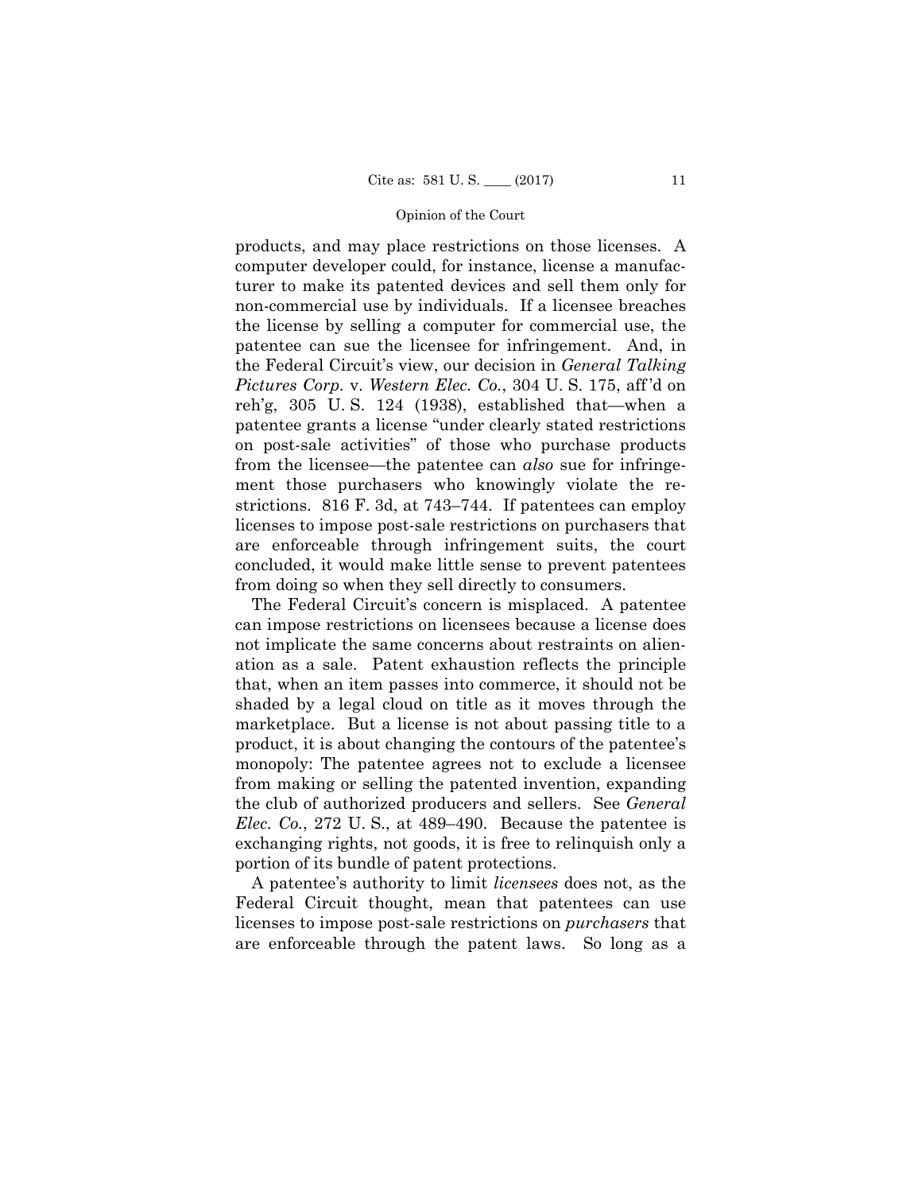products, and may place restrictions on those licenses. A computer developer could, for instance, license a manufacturer to make its patented devices and sell them only for non-commercial use by individuals. If a licensee breaches the license by selling a computer for commercial use, the patentee can sue the licensee for infringement. And, in the Federal Circuit's view, our decision in *General Talking Pictures Corp.* v. *Western Elec. Co.*, 304 U. S. 175, aff'd on reh'g, 305 U. S. 124 (1938), established that—when a patentee grants a license "under clearly stated restrictions on post-sale activities" of those who purchase products from the licensee—the patentee can *also* sue for infringement those purchasers who knowingly violate the restrictions. 816 F. 3d, at 743–744. If patentees can employ licenses to impose post-sale restrictions on purchasers that are enforceable through infringement suits, the court concluded, it would make little sense to prevent patentees from doing so when they sell directly to consumers.

The Federal Circuit's concern is misplaced. A patentee can impose restrictions on licensees because a license does not implicate the same concerns about restraints on alienation as a sale. Patent exhaustion reflects the principle that, when an item passes into commerce, it should not be shaded by a legal cloud on title as it moves through the marketplace. But a license is not about passing title to a product, it is about changing the contours of the patentee's monopoly: The patentee agrees not to exclude a licensee from making or selling the patented invention, expanding the club of authorized producers and sellers. See *General Elec. Co.*, 272 U. S., at 489–490. Because the patentee is exchanging rights, not goods, it is free to relinquish only a portion of its bundle of patent protections.

A patentee's authority to limit *licensees* does not, as the Federal Circuit thought, mean that patentees can use licenses to impose post-sale restrictions on *purchasers* that are enforceable through the patent laws. So long as a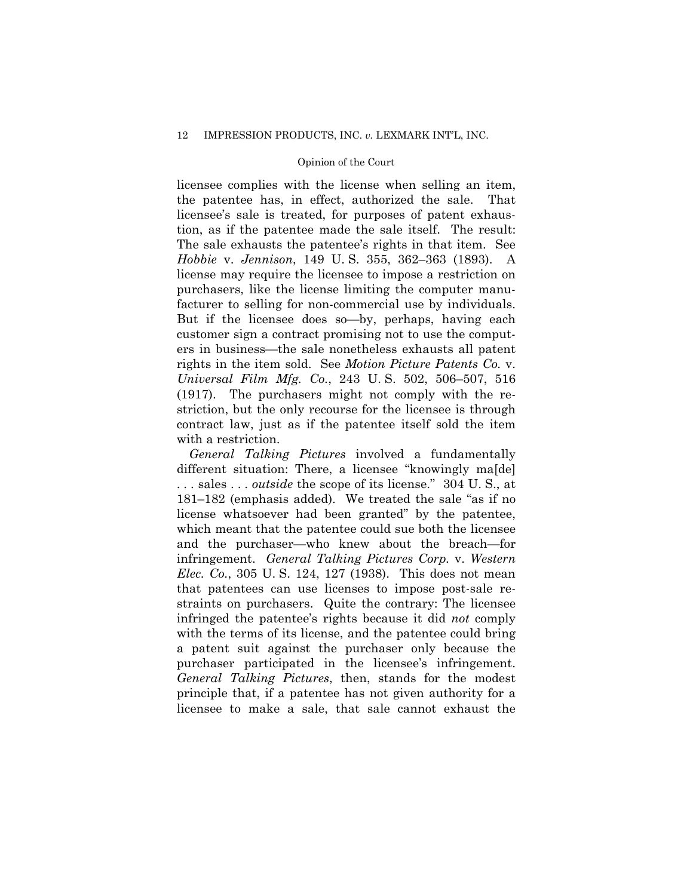licensee complies with the license when selling an item, the patentee has, in effect, authorized the sale. That licensee's sale is treated, for purposes of patent exhaustion, as if the patentee made the sale itself. The result: The sale exhausts the patentee's rights in that item. See *Hobbie* v. *Jennison*, 149 U. S. 355, 362–363 (1893). A license may require the licensee to impose a restriction on purchasers, like the license limiting the computer manufacturer to selling for non-commercial use by individuals. But if the licensee does so—by, perhaps, having each customer sign a contract promising not to use the computers in business—the sale nonetheless exhausts all patent rights in the item sold. See *Motion Picture Patents Co.* v. *Universal Film Mfg. Co.*, 243 U. S. 502, 506–507, 516 (1917). The purchasers might not comply with the restriction, but the only recourse for the licensee is through contract law, just as if the patentee itself sold the item with a restriction.

*General Talking Pictures* involved a fundamentally different situation: There, a licensee "knowingly ma[de] . . . sales . . . *outside* the scope of its license." 304 U. S., at 181–182 (emphasis added). We treated the sale "as if no license whatsoever had been granted" by the patentee, which meant that the patentee could sue both the licensee and the purchaser—who knew about the breach—for infringement. *General Talking Pictures Corp.* v. *Western Elec. Co.*, 305 U. S. 124, 127 (1938). This does not mean that patentees can use licenses to impose post-sale restraints on purchasers. Quite the contrary: The licensee infringed the patentee's rights because it did *not* comply with the terms of its license, and the patentee could bring a patent suit against the purchaser only because the purchaser participated in the licensee's infringement. *General Talking Pictures*, then, stands for the modest principle that, if a patentee has not given authority for a licensee to make a sale, that sale cannot exhaust the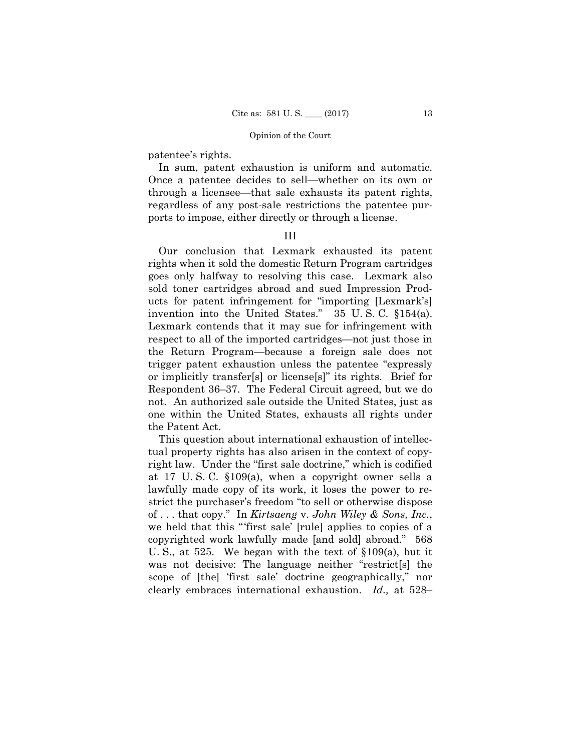patentee's rights.

In sum, patent exhaustion is uniform and automatic. Once a patentee decides to sell—whether on its own or through a licensee—that sale exhausts its patent rights, regardless of any post-sale restrictions the patentee purports to impose, either directly or through a license.

## III

Our conclusion that Lexmark exhausted its patent rights when it sold the domestic Return Program cartridges goes only halfway to resolving this case. Lexmark also sold toner cartridges abroad and sued Impression Products for patent infringement for "importing [Lexmark's] invention into the United States." 35 U. S. C. §154(a). Lexmark contends that it may sue for infringement with respect to all of the imported cartridges—not just those in the Return Program—because a foreign sale does not trigger patent exhaustion unless the patentee "expressly or implicitly transfer[s] or license[s]" its rights. Brief for Respondent 36–37. The Federal Circuit agreed, but we do not. An authorized sale outside the United States, just as one within the United States, exhausts all rights under the Patent Act.

This question about international exhaustion of intellectual property rights has also arisen in the context of copyright law. Under the "first sale doctrine," which is codified at 17 U. S. C. §109(a), when a copyright owner sells a lawfully made copy of its work, it loses the power to restrict the purchaser's freedom "to sell or otherwise dispose of . . . that copy." In *Kirtsaeng* v. *John Wiley & Sons, Inc.*, we held that this "'first sale' [rule] applies to copies of a copyrighted work lawfully made [and sold] abroad." 568 U. S., at 525. We began with the text of §109(a), but it was not decisive: The language neither "restrict[s] the scope of [the] 'first sale' doctrine geographically," nor clearly embraces international exhaustion. *Id.,* at 528–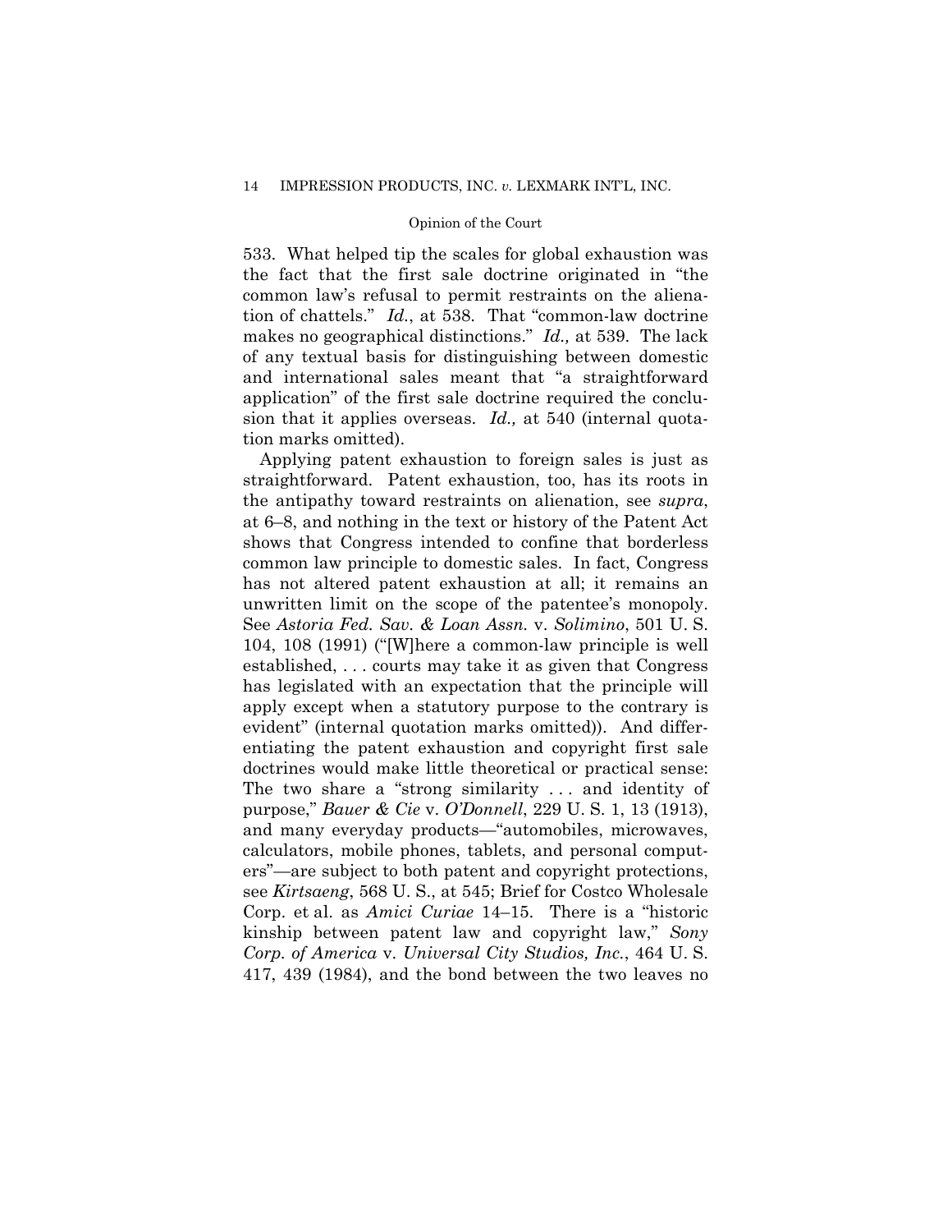533. What helped tip the scales for global exhaustion was the fact that the first sale doctrine originated in "the common law's refusal to permit restraints on the alienation of chattels." *Id.*, at 538. That "common-law doctrine makes no geographical distinctions." *Id.,* at 539. The lack of any textual basis for distinguishing between domestic and international sales meant that "a straightforward application" of the first sale doctrine required the conclusion that it applies overseas. *Id.,* at 540 (internal quotation marks omitted).

Applying patent exhaustion to foreign sales is just as straightforward. Patent exhaustion, too, has its roots in the antipathy toward restraints on alienation, see *supra*, at 6–8, and nothing in the text or history of the Patent Act shows that Congress intended to confine that borderless common law principle to domestic sales. In fact, Congress has not altered patent exhaustion at all; it remains an unwritten limit on the scope of the patentee's monopoly. See *Astoria Fed. Sav. & Loan Assn.* v. *Solimino*, 501 U. S. 104, 108 (1991) ("[W]here a common-law principle is well established, . . . courts may take it as given that Congress has legislated with an expectation that the principle will apply except when a statutory purpose to the contrary is evident" (internal quotation marks omitted)). And differentiating the patent exhaustion and copyright first sale doctrines would make little theoretical or practical sense: The two share a "strong similarity . . . and identity of purpose," *Bauer & Cie* v. *O'Donnell*, 229 U. S. 1, 13 (1913), and many everyday products—"automobiles, microwaves, calculators, mobile phones, tablets, and personal computers"—are subject to both patent and copyright protections, see *Kirtsaeng*, 568 U. S., at 545; Brief for Costco Wholesale Corp. et al. as *Amici Curiae* 14–15. There is a "historic kinship between patent law and copyright law," *Sony Corp. of America* v. *Universal City Studios, Inc.*, 464 U. S. 417, 439 (1984), and the bond between the two leaves no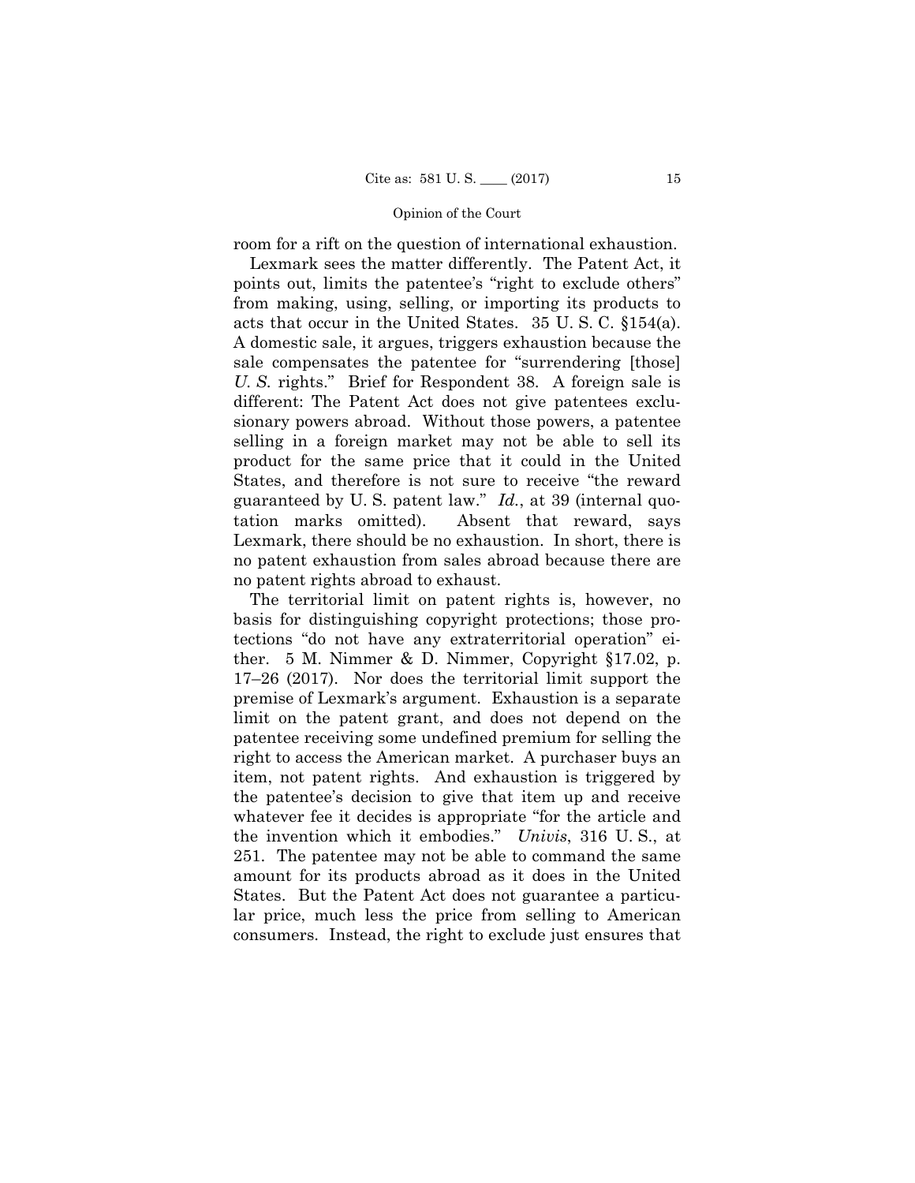room for a rift on the question of international exhaustion.

Lexmark sees the matter differently. The Patent Act, it points out, limits the patentee's "right to exclude others" from making, using, selling, or importing its products to acts that occur in the United States. 35 U. S. C. §154(a). A domestic sale, it argues, triggers exhaustion because the sale compensates the patentee for "surrendering [those] *U. S.* rights." Brief for Respondent 38. A foreign sale is different: The Patent Act does not give patentees exclusionary powers abroad. Without those powers, a patentee selling in a foreign market may not be able to sell its product for the same price that it could in the United States, and therefore is not sure to receive "the reward guaranteed by U. S. patent law." *Id.*, at 39 (internal quotation marks omitted). Absent that reward, says Lexmark, there should be no exhaustion. In short, there is no patent exhaustion from sales abroad because there are no patent rights abroad to exhaust.

The territorial limit on patent rights is, however, no basis for distinguishing copyright protections; those protections "do not have any extraterritorial operation" either. 5 M. Nimmer & D. Nimmer, Copyright §17.02, p. 17–26 (2017). Nor does the territorial limit support the premise of Lexmark's argument. Exhaustion is a separate limit on the patent grant, and does not depend on the patentee receiving some undefined premium for selling the right to access the American market. A purchaser buys an item, not patent rights. And exhaustion is triggered by the patentee's decision to give that item up and receive whatever fee it decides is appropriate "for the article and the invention which it embodies." *Univis*, 316 U. S., at 251. The patentee may not be able to command the same amount for its products abroad as it does in the United States. But the Patent Act does not guarantee a particular price, much less the price from selling to American consumers. Instead, the right to exclude just ensures that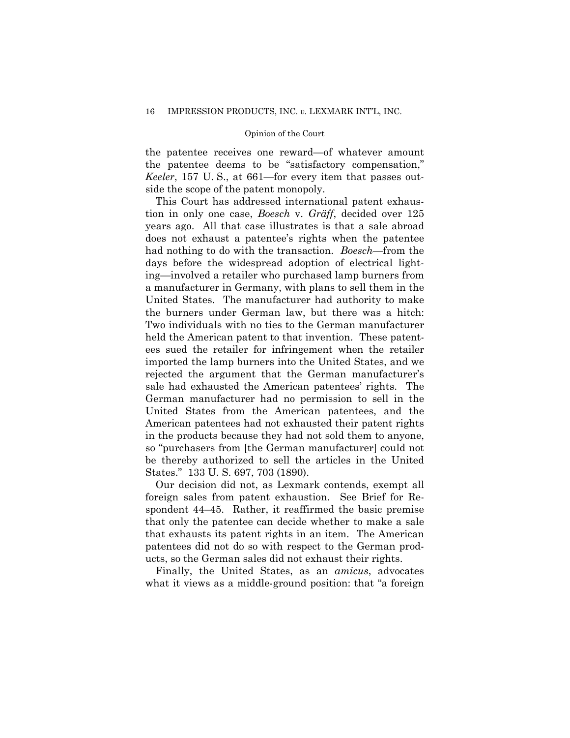the patentee receives one reward—of whatever amount the patentee deems to be "satisfactory compensation," *Keeler*, 157 U. S., at 661—for every item that passes outside the scope of the patent monopoly.

This Court has addressed international patent exhaustion in only one case, *Boesch* v. *Gräff*, decided over 125 years ago. All that case illustrates is that a sale abroad does not exhaust a patentee's rights when the patentee had nothing to do with the transaction. *Boesch*—from the days before the widespread adoption of electrical lighting—involved a retailer who purchased lamp burners from a manufacturer in Germany, with plans to sell them in the United States. The manufacturer had authority to make the burners under German law, but there was a hitch: Two individuals with no ties to the German manufacturer held the American patent to that invention. These patentees sued the retailer for infringement when the retailer imported the lamp burners into the United States, and we rejected the argument that the German manufacturer's sale had exhausted the American patentees' rights. The German manufacturer had no permission to sell in the United States from the American patentees, and the American patentees had not exhausted their patent rights in the products because they had not sold them to anyone, so "purchasers from [the German manufacturer] could not be thereby authorized to sell the articles in the United States." 133 U. S. 697, 703 (1890).

Our decision did not, as Lexmark contends, exempt all foreign sales from patent exhaustion. See Brief for Respondent 44–45. Rather, it reaffirmed the basic premise that only the patentee can decide whether to make a sale that exhausts its patent rights in an item. The American patentees did not do so with respect to the German products, so the German sales did not exhaust their rights.

Finally, the United States, as an *amicus*, advocates what it views as a middle-ground position: that "a foreign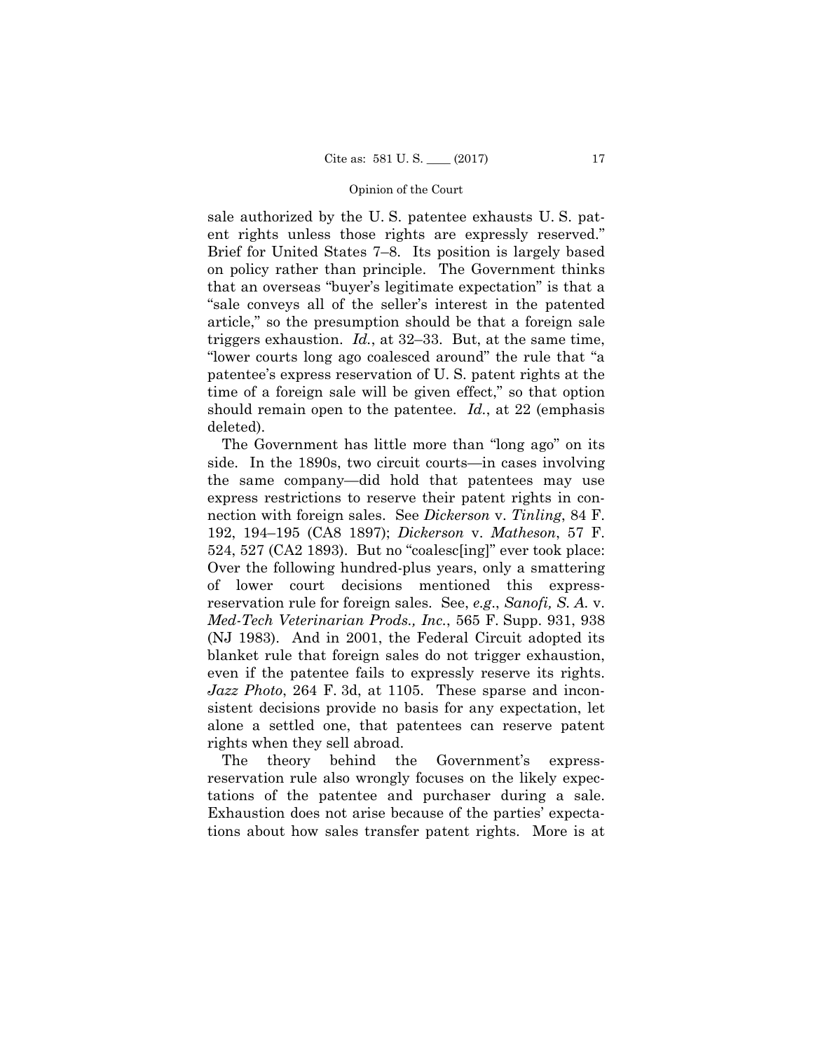sale authorized by the U. S. patentee exhausts U. S. patent rights unless those rights are expressly reserved." Brief for United States 7–8. Its position is largely based on policy rather than principle. The Government thinks that an overseas "buyer's legitimate expectation" is that a "sale conveys all of the seller's interest in the patented article," so the presumption should be that a foreign sale triggers exhaustion. *Id.*, at 32–33. But, at the same time, "lower courts long ago coalesced around" the rule that "a patentee's express reservation of U. S. patent rights at the time of a foreign sale will be given effect," so that option should remain open to the patentee. *Id.*, at 22 (emphasis deleted).

The Government has little more than "long ago" on its side. In the 1890s, two circuit courts—in cases involving the same company—did hold that patentees may use express restrictions to reserve their patent rights in connection with foreign sales. See *Dickerson* v. *Tinling*, 84 F. 192, 194–195 (CA8 1897); *Dickerson* v. *Matheson*, 57 F. 524, 527 (CA2 1893). But no "coalesc[ing]" ever took place: Over the following hundred-plus years, only a smattering of lower court decisions mentioned this express-reservation rule for foreign sales. See, *e.g.*, *Sanofi, S. A.* v. *Med-Tech Veterinarian Prods., Inc.*, 565 F. Supp. 931, 938 (NJ 1983). And in 2001, the Federal Circuit adopted its blanket rule that foreign sales do not trigger exhaustion, even if the patentee fails to expressly reserve its rights. *Jazz Photo*, 264 F. 3d, at 1105. These sparse and inconsistent decisions provide no basis for any expectation, let alone a settled one, that patentees can reserve patent rights when they sell abroad.

The theory behind the Government's express-reservation rule also wrongly focuses on the likely expectations of the patentee and purchaser during a sale. Exhaustion does not arise because of the parties' expectations about how sales transfer patent rights. More is at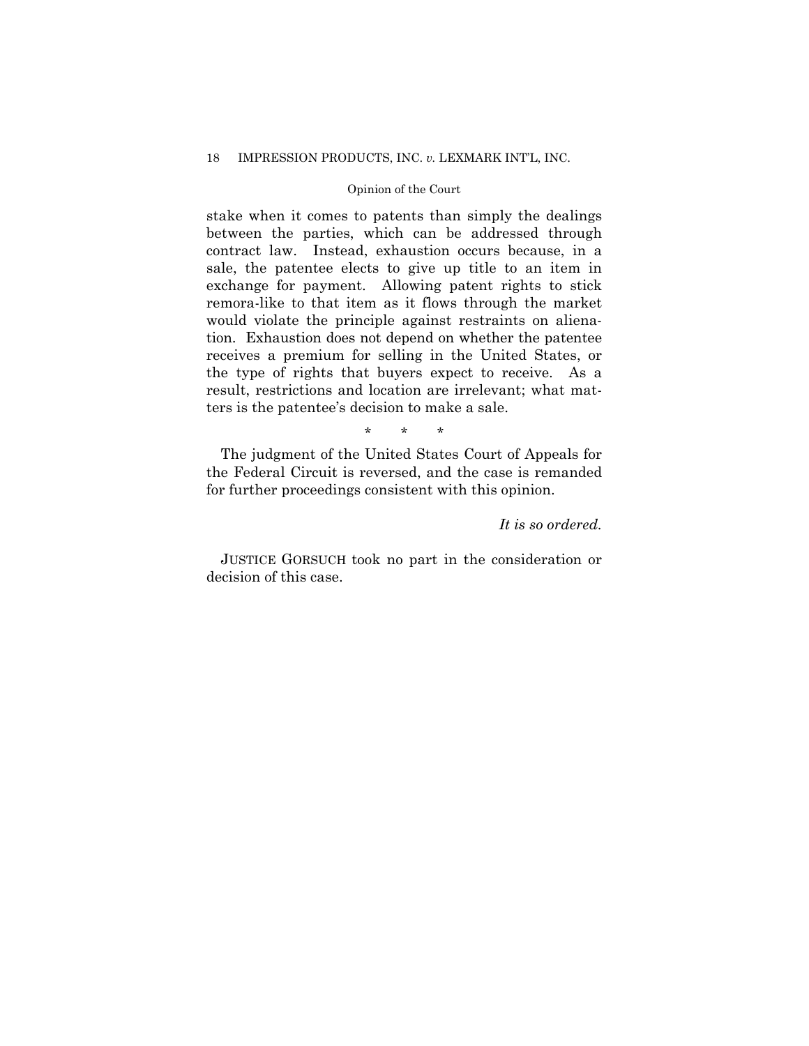stake when it comes to patents than simply the dealings between the parties, which can be addressed through contract law. Instead, exhaustion occurs because, in a sale, the patentee elects to give up title to an item in exchange for payment. Allowing patent rights to stick remora-like to that item as it flows through the market would violate the principle against restraints on alienation. Exhaustion does not depend on whether the patentee receives a premium for selling in the United States, or the type of rights that buyers expect to receive. As a result, restrictions and location are irrelevant; what matters is the patentee's decision to make a sale.

\* \* \*

The judgment of the United States Court of Appeals for the Federal Circuit is reversed, and the case is remanded for further proceedings consistent with this opinion.

*It is so ordered.*

JUSTICE GORSUCH took no part in the consideration or decision of this case.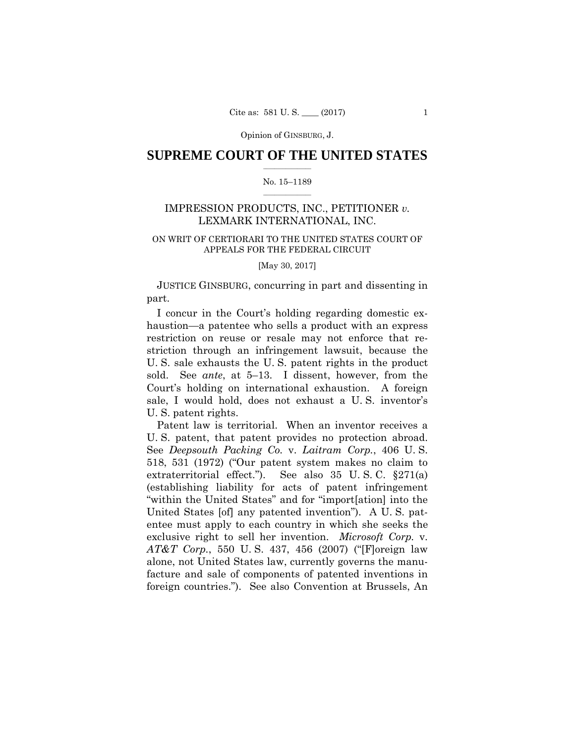SUPREME COURT OF THE UNITED STATES

No. 15–1189

IMPRESSION PRODUCTS, INC., PETITIONER *v.* LEXMARK INTERNATIONAL, INC.

ON WRIT OF CERTIORARI TO THE UNITED STATES COURT OF APPEALS FOR THE FEDERAL CIRCUIT

[May 30, 2017]

JUSTICE GINSBURG, concurring in part and dissenting in part.

I concur in the Court's holding regarding domestic exhaustion—a patentee who sells a product with an express restriction on reuse or resale may not enforce that restriction through an infringement lawsuit, because the U. S. sale exhausts the U. S. patent rights in the product sold. See *ante*, at 5–13. I dissent, however, from the Court's holding on international exhaustion. A foreign sale, I would hold, does not exhaust a U. S. inventor's U. S. patent rights.

Patent law is territorial. When an inventor receives a U. S. patent, that patent provides no protection abroad. See *Deepsouth Packing Co.* v. *Laitram Corp.*, 406 U. S. 518, 531 (1972) ("Our patent system makes no claim to extraterritorial effect."). See also 35 U. S. C. §271(a) (establishing liability for acts of patent infringement "within the United States" and for "import[ation] into the United States [of] any patented invention"). A U. S. patentee must apply to each country in which she seeks the exclusive right to sell her invention. *Microsoft Corp.* v. *AT&T Corp.*, 550 U. S. 437, 456 (2007) ("[F]oreign law alone, not United States law, currently governs the manufacture and sale of components of patented inventions in foreign countries."). See also Convention at Brussels, An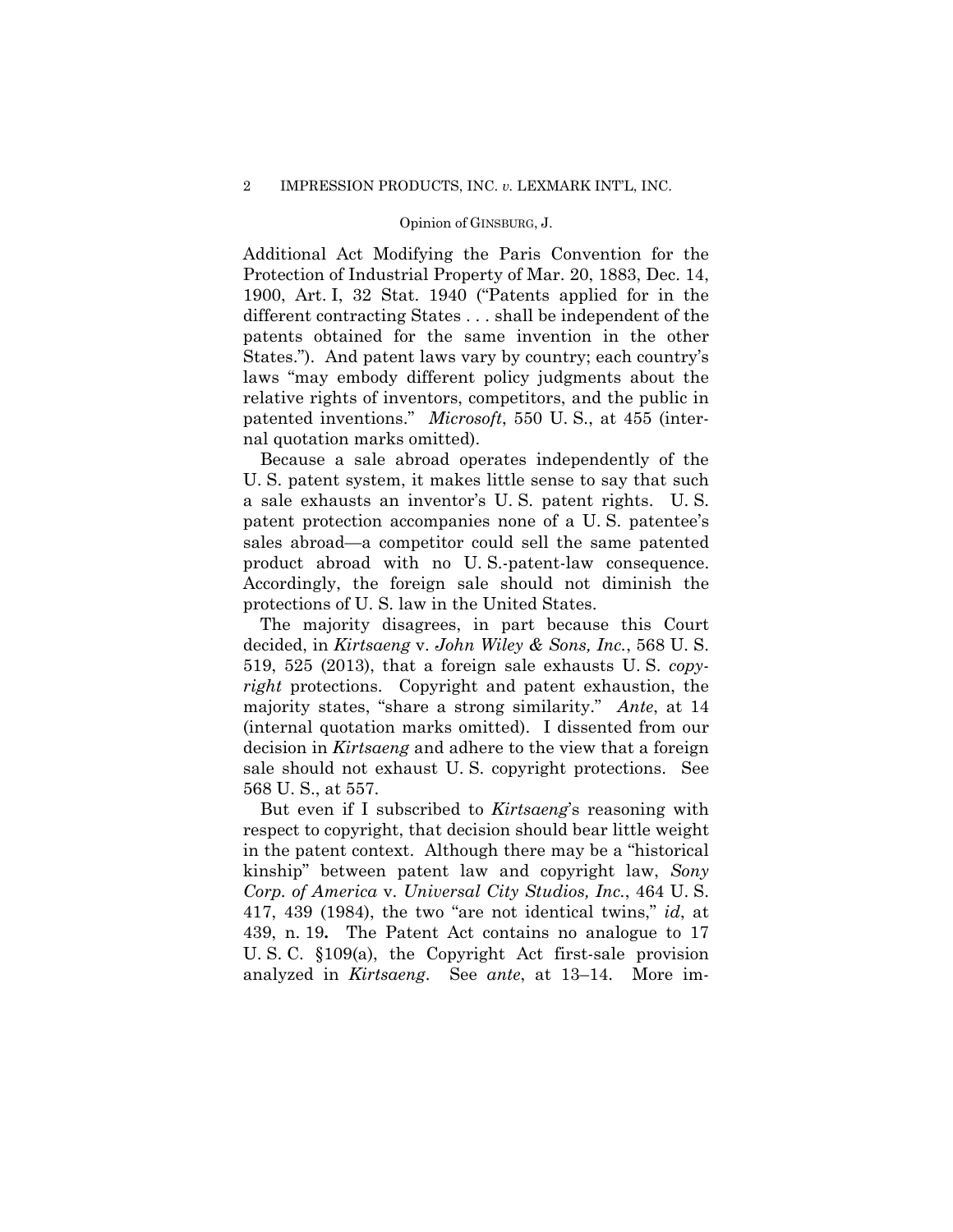Additional Act Modifying the Paris Convention for the Protection of Industrial Property of Mar. 20, 1883, Dec. 14, 1900, Art. I, 32 Stat. 1940 ("Patents applied for in the different contracting States . . . shall be independent of the patents obtained for the same invention in the other States."). And patent laws vary by country; each country's laws "may embody different policy judgments about the relative rights of inventors, competitors, and the public in patented inventions." *Microsoft*, 550 U. S., at 455 (internal quotation marks omitted).

Because a sale abroad operates independently of the U. S. patent system, it makes little sense to say that such a sale exhausts an inventor's U. S. patent rights. U. S. patent protection accompanies none of a U. S. patentee's sales abroad—a competitor could sell the same patented product abroad with no U. S.-patent-law consequence. Accordingly, the foreign sale should not diminish the protections of U. S. law in the United States.

The majority disagrees, in part because this Court decided, in *Kirtsaeng* v. *John Wiley & Sons, Inc.*, 568 U. S. 519, 525 (2013), that a foreign sale exhausts U. S. *copyright* protections. Copyright and patent exhaustion, the majority states, "share a strong similarity." *Ante*, at 14 (internal quotation marks omitted). I dissented from our decision in *Kirtsaeng* and adhere to the view that a foreign sale should not exhaust U. S. copyright protections. See 568 U. S., at 557.

But even if I subscribed to *Kirtsaeng*'s reasoning with respect to copyright, that decision should bear little weight in the patent context. Although there may be a "historical kinship" between patent law and copyright law, *Sony Corp. of America* v. *Universal City Studios, Inc.*, 464 U. S. 417, 439 (1984), the two "are not identical twins," *id*, at 439, n. 19**.** The Patent Act contains no analogue to 17 U. S. C. §109(a), the Copyright Act first-sale provision analyzed in *Kirtsaeng*. See *ante*, at 13–14. More im-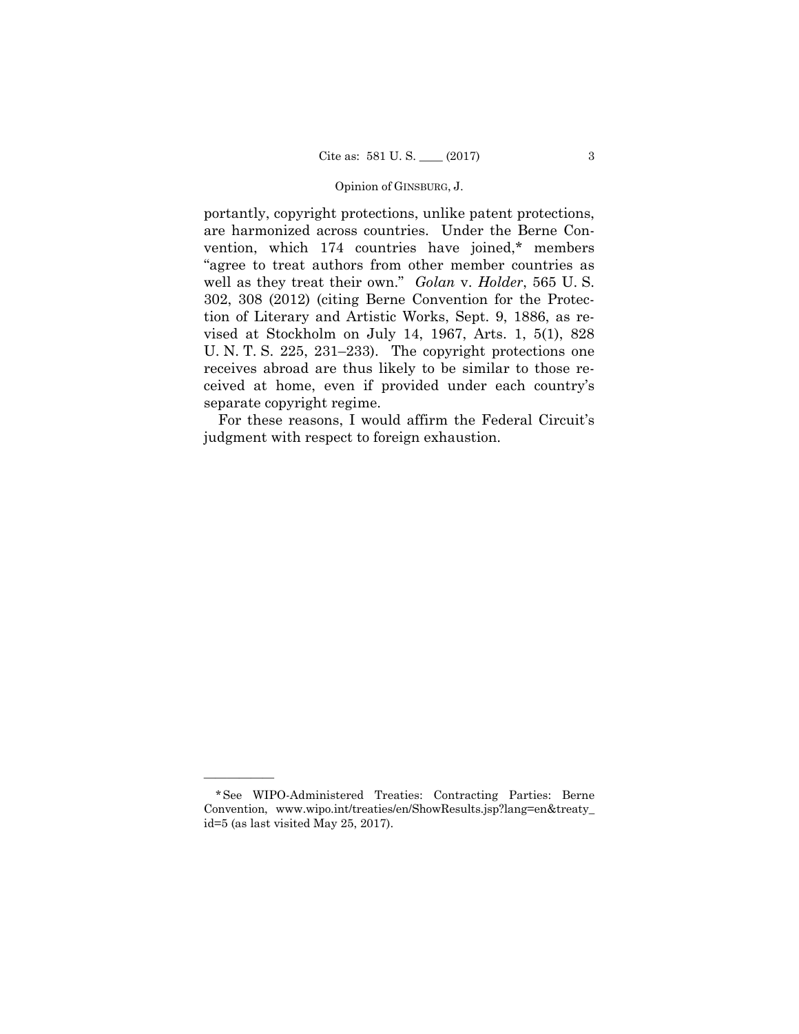portantly, copyright protections, unlike patent protections, are harmonized across countries. Under the Berne Convention, which 174 countries have joined,* members "agree to treat authors from other member countries as well as they treat their own." *Golan* v. *Holder*, 565 U. S. 302, 308 (2012) (citing Berne Convention for the Protection of Literary and Artistic Works, Sept. 9, 1886, as revised at Stockholm on July 14, 1967, Arts. 1, 5(1), 828 U. N. T. S. 225, 231–233). The copyright protections one receives abroad are thus likely to be similar to those received at home, even if provided under each country's separate copyright regime.

For these reasons, I would affirm the Federal Circuit's judgment with respect to foreign exhaustion.

---

*See WIPO-Administered Treaties: Contracting Parties: Berne Convention, www.wipo.int/treaties/en/ShowResults.jsp?lang=en&treaty_id=5 (as last visited May 25, 2017).